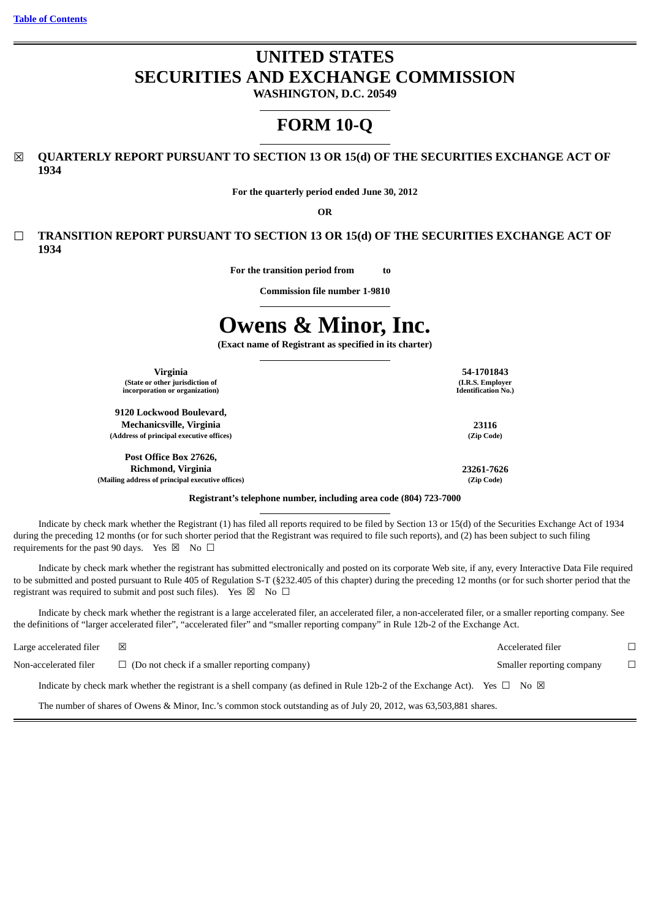[Table of Contents](#)

# UNITED STATES
# SECURITIES AND EXCHANGE COMMISSION

**WASHINGTON, D.C. 20549**

# FORM 10-Q

☒ **QUARTERLY REPORT PURSUANT TO SECTION 13 OR 15(d) OF THE SECURITIES EXCHANGE ACT OF 1934**

**For the quarterly period ended June 30, 2012**

**OR**

☐ **TRANSITION REPORT PURSUANT TO SECTION 13 OR 15(d) OF THE SECURITIES EXCHANGE ACT OF 1934**

**For the transition period from to**

**Commission file number 1-9810**

# Owens & Minor, Inc.

**(Exact name of Registrant as specified in its charter)**

| | |
|---|---|
| **Virginia**<br>**(State or other jurisdiction of incorporation or organization)** | **54-1701843**<br>**(I.R.S. Employer Identification No.)** |
| **9120 Lockwood Boulevard, Mechanicsville, Virginia**<br>**(Address of principal executive offices)** | **23116**<br>**(Zip Code)** |
| **Post Office Box 27626, Richmond, Virginia**<br>**(Mailing address of principal executive offices)** | **23261-7626**<br>**(Zip Code)** |

**Registrant's telephone number, including area code (804) 723-7000**

Indicate by check mark whether the Registrant (1) has filed all reports required to be filed by Section 13 or 15(d) of the Securities Exchange Act of 1934 during the preceding 12 months (or for such shorter period that the Registrant was required to file such reports), and (2) has been subject to such filing requirements for the past 90 days. Yes ☒ No ☐

Indicate by check mark whether the registrant has submitted electronically and posted on its corporate Web site, if any, every Interactive Data File required to be submitted and posted pursuant to Rule 405 of Regulation S-T (§232.405 of this chapter) during the preceding 12 months (or for such shorter period that the registrant was required to submit and post such files). Yes ☒ No ☐

Indicate by check mark whether the registrant is a large accelerated filer, an accelerated filer, a non-accelerated filer, or a smaller reporting company. See the definitions of "larger accelerated filer", "accelerated filer" and "smaller reporting company" in Rule 12b-2 of the Exchange Act.

| | | | |
|---|---|---|---|
| Large accelerated filer | ☒ | Accelerated filer | ☐ |
| Non-accelerated filer | ☐ (Do not check if a smaller reporting company) | Smaller reporting company | ☐ |

Indicate by check mark whether the registrant is a shell company (as defined in Rule 12b-2 of the Exchange Act). Yes ☐ No ☒

The number of shares of Owens & Minor, Inc.'s common stock outstanding as of July 20, 2012, was 63,503,881 shares.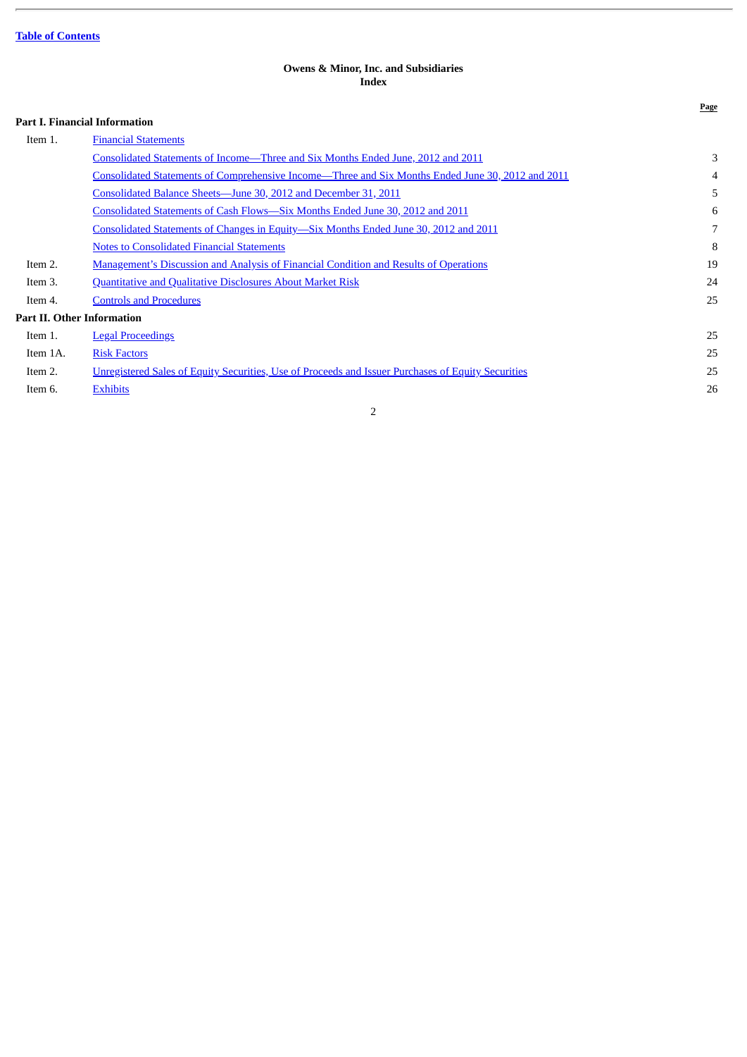[Table of Contents]

**Owens & Minor, Inc. and Subsidiaries**
**Index**

| | | Page |
|---|---|---|
| **Part I. Financial Information** | | |
| Item 1. | Financial Statements | |
| | Consolidated Statements of Income—Three and Six Months Ended June, 2012 and 2011 | 3 |
| | Consolidated Statements of Comprehensive Income—Three and Six Months Ended June 30, 2012 and 2011 | 4 |
| | Consolidated Balance Sheets—June 30, 2012 and December 31, 2011 | 5 |
| | Consolidated Statements of Cash Flows—Six Months Ended June 30, 2012 and 2011 | 6 |
| | Consolidated Statements of Changes in Equity—Six Months Ended June 30, 2012 and 2011 | 7 |
| | Notes to Consolidated Financial Statements | 8 |
| Item 2. | Management's Discussion and Analysis of Financial Condition and Results of Operations | 19 |
| Item 3. | Quantitative and Qualitative Disclosures About Market Risk | 24 |
| Item 4. | Controls and Procedures | 25 |
| **Part II. Other Information** | | |
| Item 1. | Legal Proceedings | 25 |
| Item 1A. | Risk Factors | 25 |
| Item 2. | Unregistered Sales of Equity Securities, Use of Proceeds and Issuer Purchases of Equity Securities | 25 |
| Item 6. | Exhibits | 26 |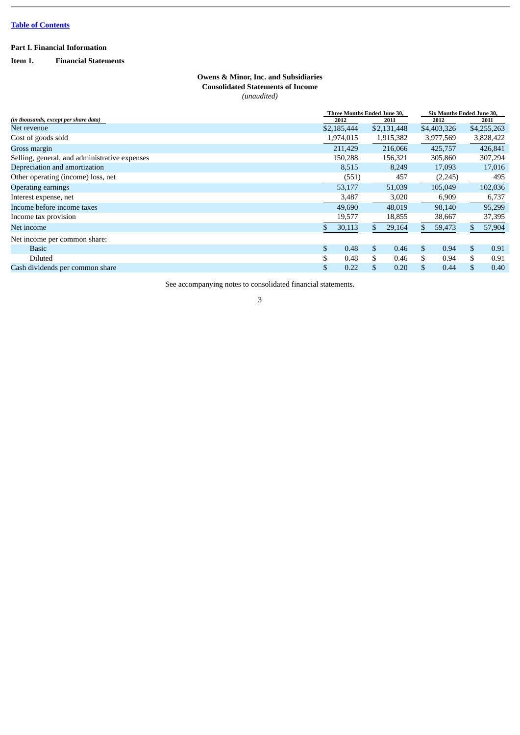Table of Contents

**Part I. Financial Information**

**Item 1. Financial Statements**

**Owens & Minor, Inc. and Subsidiaries**
**Consolidated Statements of Income**
*(unaudited)*

| *(in thousands, except per share data)* | Three Months Ended June 30, | | Six Months Ended June 30, | |
|---|---|---|---|---|
| | 2012 | 2011 | 2012 | 2011 |
| Net revenue | $2,185,444 | $2,131,448 | $4,403,326 | $4,255,263 |
| Cost of goods sold | 1,974,015 | 1,915,382 | 3,977,569 | 3,828,422 |
| Gross margin | 211,429 | 216,066 | 425,757 | 426,841 |
| Selling, general, and administrative expenses | 150,288 | 156,321 | 305,860 | 307,294 |
| Depreciation and amortization | 8,515 | 8,249 | 17,093 | 17,016 |
| Other operating (income) loss, net | (551) | 457 | (2,245) | 495 |
| Operating earnings | 53,177 | 51,039 | 105,049 | 102,036 |
| Interest expense, net | 3,487 | 3,020 | 6,909 | 6,737 |
| Income before income taxes | 49,690 | 48,019 | 98,140 | 95,299 |
| Income tax provision | 19,577 | 18,855 | 38,667 | 37,395 |
| Net income | $ 30,113 | $ 29,164 | $ 59,473 | $ 57,904 |
| Net income per common share: | | | | |
| Basic | $ 0.48 | $ 0.46 | $ 0.94 | $ 0.91 |
| Diluted | $ 0.48 | $ 0.46 | $ 0.94 | $ 0.91 |
| Cash dividends per common share | $ 0.22 | $ 0.20 | $ 0.44 | $ 0.40 |

See accompanying notes to consolidated financial statements.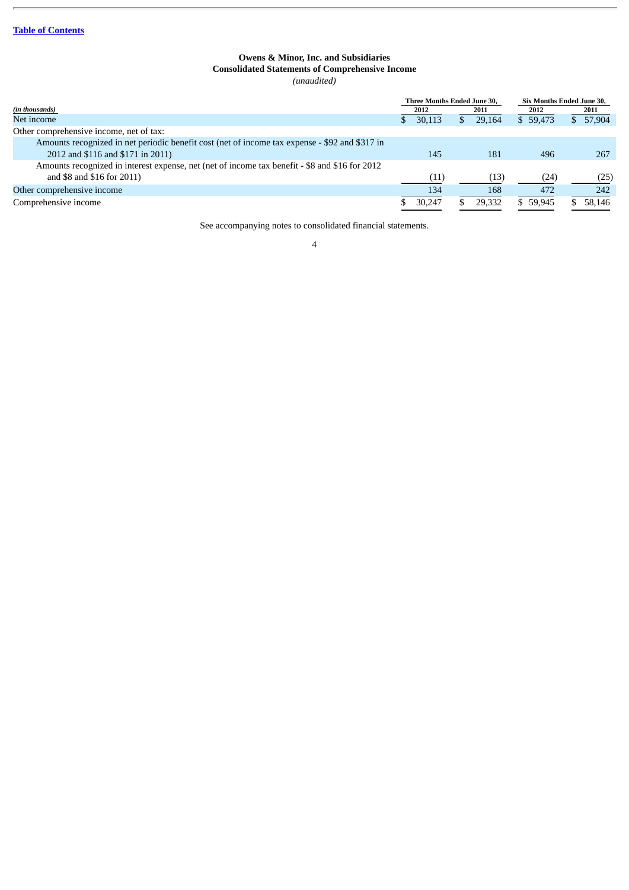Owens & Minor, Inc. and Subsidiaries

**Consolidated Statements of Comprehensive Income**

*(unaudited)*

| *(in thousands)* | Three Months Ended June 30, | | Six Months Ended June 30, | |
|---|---|---|---|---|
| | 2012 | 2011 | 2012 | 2011 |
| Net income | $ 30,113 | $ 29,164 | $ 59,473 | $ 57,904 |
| Other comprehensive income, net of tax: | | | | |
| Amounts recognized in net periodic benefit cost (net of income tax expense - $92 and $317 in 2012 and $116 and $171 in 2011) | 145 | 181 | 496 | 267 |
| Amounts recognized in interest expense, net (net of income tax benefit - $8 and $16 for 2012 and $8 and $16 for 2011) | (11) | (13) | (24) | (25) |
| Other comprehensive income | 134 | 168 | 472 | 242 |
| Comprehensive income | $ 30,247 | $ 29,332 | $ 59,945 | $ 58,146 |

See accompanying notes to consolidated financial statements.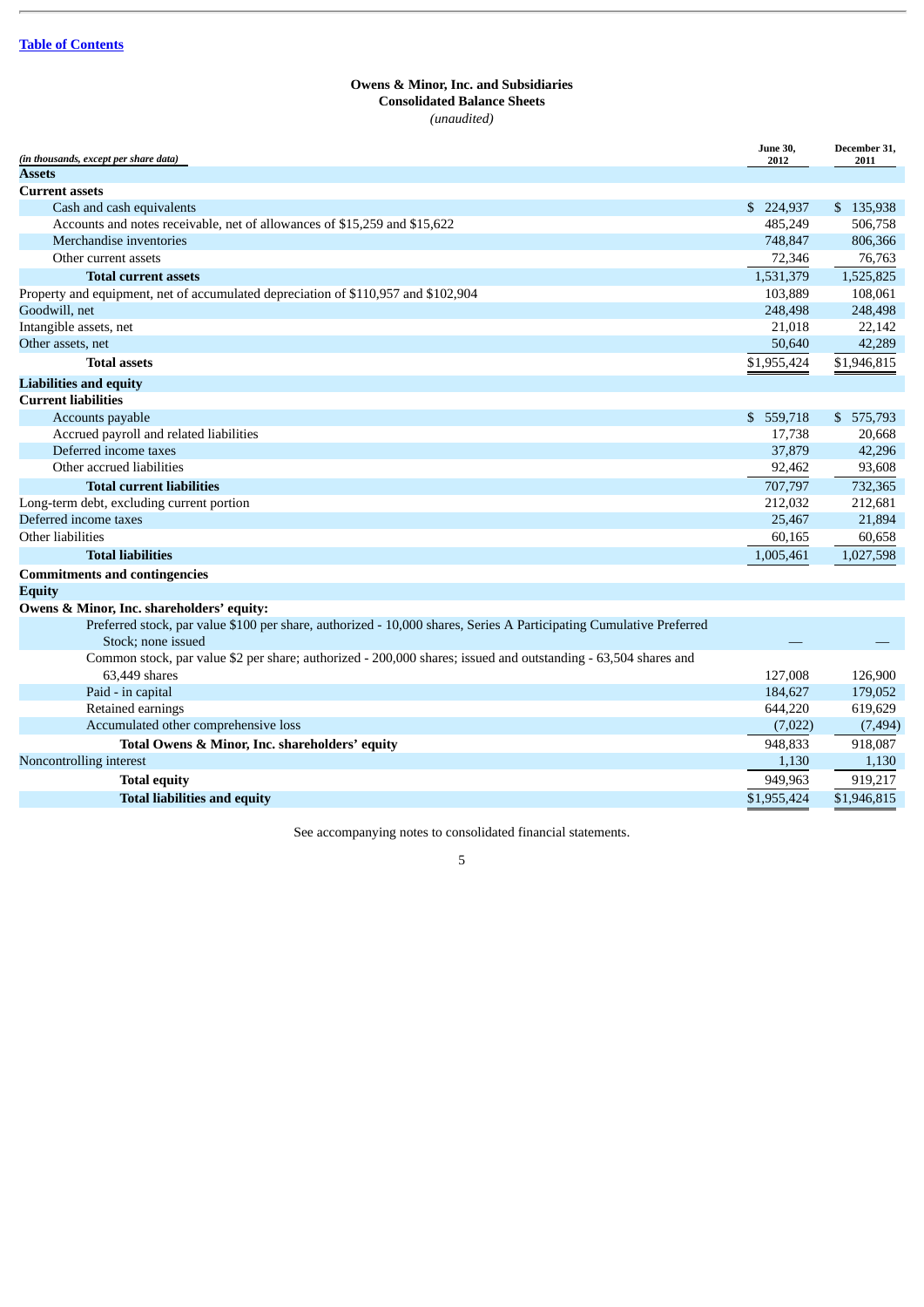Table of Contents

**Owens & Minor, Inc. and Subsidiaries**
**Consolidated Balance Sheets**
*(unaudited)*

| *(in thousands, except per share data)* | June 30, 2012 | December 31, 2011 |
|---|---|---|
| **Assets** | | |
| **Current assets** | | |
| Cash and cash equivalents | $ 224,937 | $ 135,938 |
| Accounts and notes receivable, net of allowances of $15,259 and $15,622 | 485,249 | 506,758 |
| Merchandise inventories | 748,847 | 806,366 |
| Other current assets | 72,346 | 76,763 |
| **Total current assets** | 1,531,379 | 1,525,825 |
| Property and equipment, net of accumulated depreciation of $110,957 and $102,904 | 103,889 | 108,061 |
| Goodwill, net | 248,498 | 248,498 |
| Intangible assets, net | 21,018 | 22,142 |
| Other assets, net | 50,640 | 42,289 |
| **Total assets** | $1,955,424 | $1,946,815 |
| **Liabilities and equity** | | |
| **Current liabilities** | | |
| Accounts payable | $ 559,718 | $ 575,793 |
| Accrued payroll and related liabilities | 17,738 | 20,668 |
| Deferred income taxes | 37,879 | 42,296 |
| Other accrued liabilities | 92,462 | 93,608 |
| **Total current liabilities** | 707,797 | 732,365 |
| Long-term debt, excluding current portion | 212,032 | 212,681 |
| Deferred income taxes | 25,467 | 21,894 |
| Other liabilities | 60,165 | 60,658 |
| **Total liabilities** | 1,005,461 | 1,027,598 |
| **Commitments and contingencies** | | |
| **Equity** | | |
| **Owens & Minor, Inc. shareholders' equity:** | | |
| Preferred stock, par value $100 per share, authorized - 10,000 shares, Series A Participating Cumulative Preferred Stock; none issued | — | — |
| Common stock, par value $2 per share; authorized - 200,000 shares; issued and outstanding - 63,504 shares and 63,449 shares | 127,008 | 126,900 |
| Paid - in capital | 184,627 | 179,052 |
| Retained earnings | 644,220 | 619,629 |
| Accumulated other comprehensive loss | (7,022) | (7,494) |
| **Total Owens & Minor, Inc. shareholders' equity** | 948,833 | 918,087 |
| Noncontrolling interest | 1,130 | 1,130 |
| **Total equity** | 949,963 | 919,217 |
| **Total liabilities and equity** | $1,955,424 | $1,946,815 |

See accompanying notes to consolidated financial statements.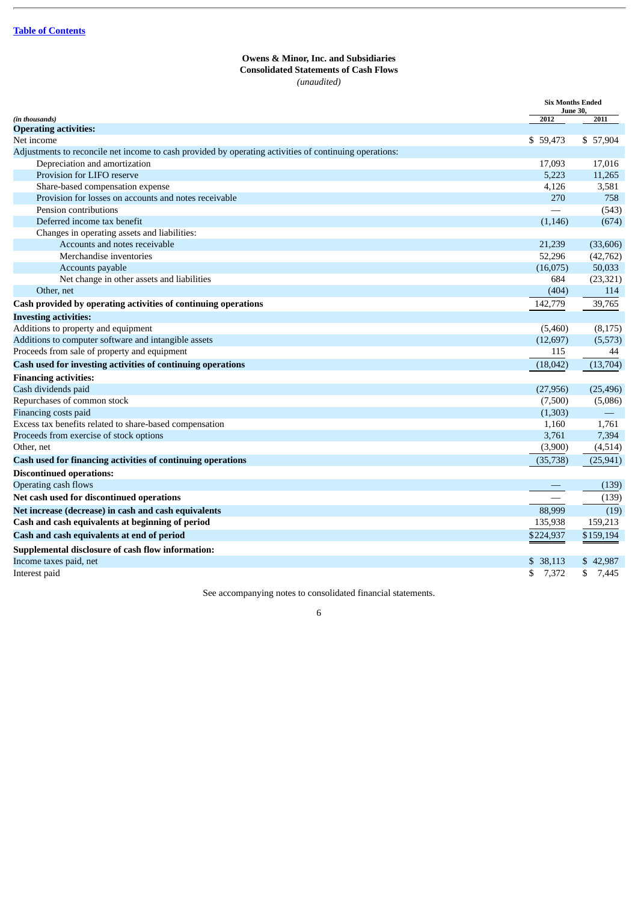**Owens & Minor, Inc. and Subsidiaries**
**Consolidated Statements of Cash Flows**
*(unaudited)*

| *(in thousands)* | Six Months Ended June 30, 2012 | 2011 |
|---|---|---|
| **Operating activities:** | | |
| Net income | $ 59,473 | $ 57,904 |
| Adjustments to reconcile net income to cash provided by operating activities of continuing operations: | | |
| Depreciation and amortization | 17,093 | 17,016 |
| Provision for LIFO reserve | 5,223 | 11,265 |
| Share-based compensation expense | 4,126 | 3,581 |
| Provision for losses on accounts and notes receivable | 270 | 758 |
| Pension contributions | — | (543) |
| Deferred income tax benefit | (1,146) | (674) |
| Changes in operating assets and liabilities: | | |
| Accounts and notes receivable | 21,239 | (33,606) |
| Merchandise inventories | 52,296 | (42,762) |
| Accounts payable | (16,075) | 50,033 |
| Net change in other assets and liabilities | 684 | (23,321) |
| Other, net | (404) | 114 |
| **Cash provided by operating activities of continuing operations** | 142,779 | 39,765 |
| **Investing activities:** | | |
| Additions to property and equipment | (5,460) | (8,175) |
| Additions to computer software and intangible assets | (12,697) | (5,573) |
| Proceeds from sale of property and equipment | 115 | 44 |
| **Cash used for investing activities of continuing operations** | (18,042) | (13,704) |
| **Financing activities:** | | |
| Cash dividends paid | (27,956) | (25,496) |
| Repurchases of common stock | (7,500) | (5,086) |
| Financing costs paid | (1,303) | — |
| Excess tax benefits related to share-based compensation | 1,160 | 1,761 |
| Proceeds from exercise of stock options | 3,761 | 7,394 |
| Other, net | (3,900) | (4,514) |
| **Cash used for financing activities of continuing operations** | (35,738) | (25,941) |
| **Discontinued operations:** | | |
| Operating cash flows | — | (139) |
| **Net cash used for discontinued operations** | — | (139) |
| **Net increase (decrease) in cash and cash equivalents** | 88,999 | (19) |
| **Cash and cash equivalents at beginning of period** | 135,938 | 159,213 |
| **Cash and cash equivalents at end of period** | $224,937 | $159,194 |
| **Supplemental disclosure of cash flow information:** | | |
| Income taxes paid, net | $ 38,113 | $ 42,987 |
| Interest paid | $ 7,372 | $ 7,445 |

See accompanying notes to consolidated financial statements.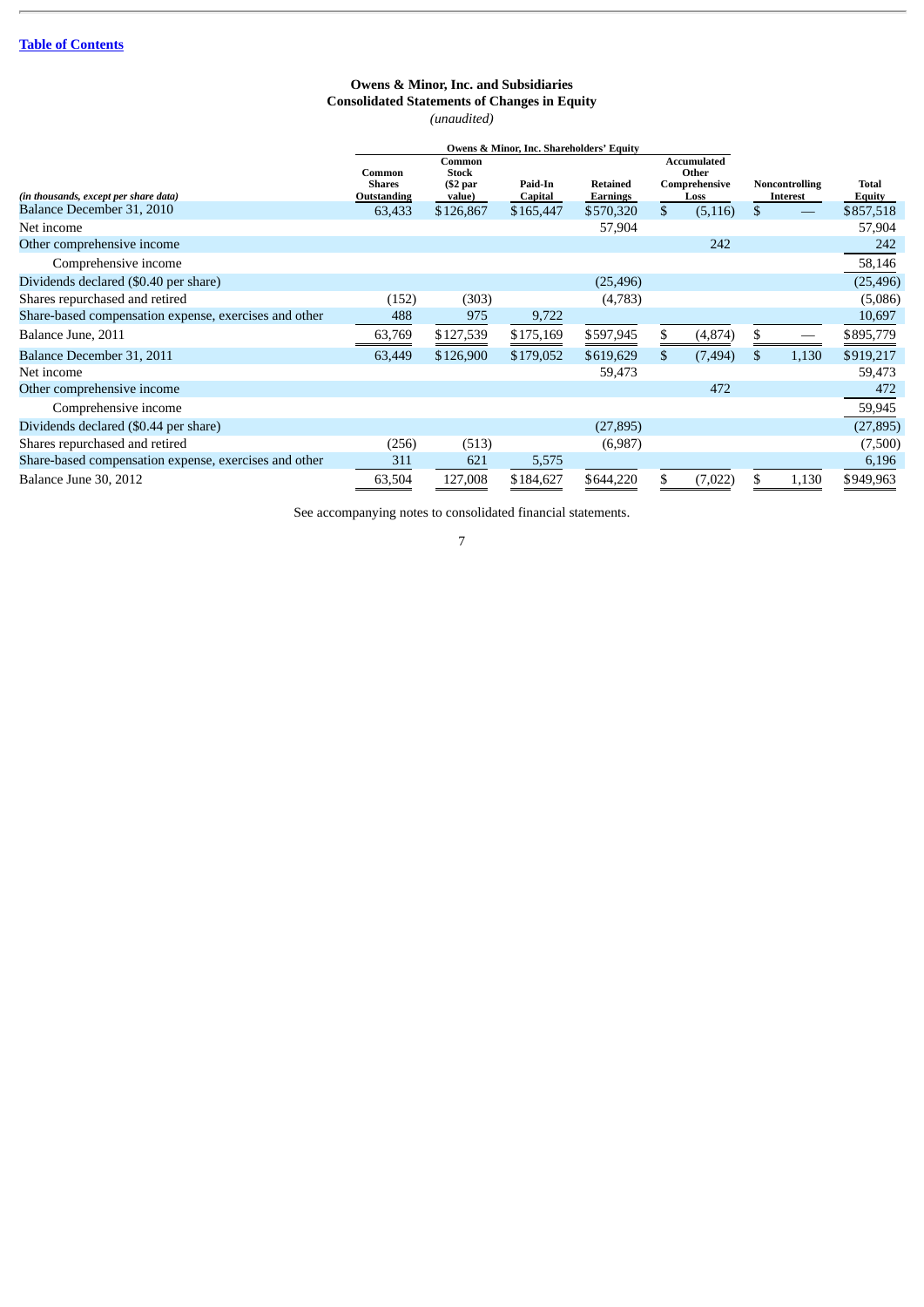**Owens & Minor, Inc. and Subsidiaries**
**Consolidated Statements of Changes in Equity**
*(unaudited)*

| | Owens & Minor, Inc. Shareholders' Equity | | | | | | |
|---|---|---|---|---|---|---|---|
| *(in thousands, except per share data)* | Common Shares Outstanding | Common Stock ($2 par value) | Paid-In Capital | Retained Earnings | Accumulated Other Comprehensive Loss | Noncontrolling Interest | Total Equity |
| Balance December 31, 2010 | 63,433 | $126,867 | $165,447 | $570,320 | $ (5,116) | $ — | $857,518 |
| Net income | | | | 57,904 | | | 57,904 |
| Other comprehensive income | | | | | 242 | | 242 |
| Comprehensive income | | | | | | | 58,146 |
| Dividends declared ($0.40 per share) | | | | (25,496) | | | (25,496) |
| Shares repurchased and retired | (152) | (303) | | (4,783) | | | (5,086) |
| Share-based compensation expense, exercises and other | 488 | 975 | 9,722 | | | | 10,697 |
| Balance June, 2011 | 63,769 | $127,539 | $175,169 | $597,945 | $ (4,874) | $ — | $895,779 |
| Balance December 31, 2011 | 63,449 | $126,900 | $179,052 | $619,629 | $ (7,494) | $ 1,130 | $919,217 |
| Net income | | | | 59,473 | | | 59,473 |
| Other comprehensive income | | | | | 472 | | 472 |
| Comprehensive income | | | | | | | 59,945 |
| Dividends declared ($0.44 per share) | | | | (27,895) | | | (27,895) |
| Shares repurchased and retired | (256) | (513) | | (6,987) | | | (7,500) |
| Share-based compensation expense, exercises and other | 311 | 621 | 5,575 | | | | 6,196 |
| Balance June 30, 2012 | 63,504 | 127,008 | $184,627 | $644,220 | $ (7,022) | $ 1,130 | $949,963 |

See accompanying notes to consolidated financial statements.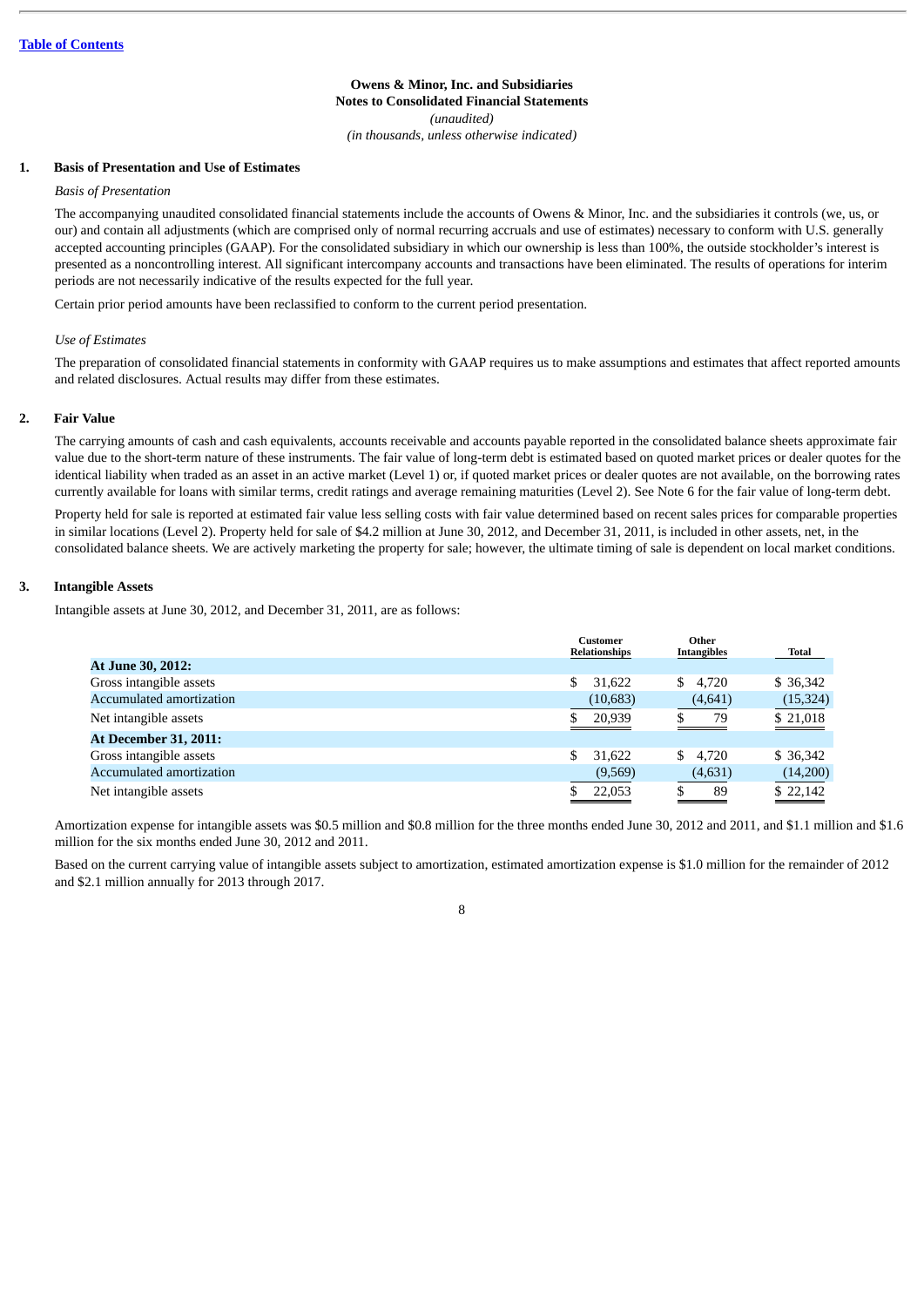[Table of Contents](#)

**Owens & Minor, Inc. and Subsidiaries**
**Notes to Consolidated Financial Statements**
*(unaudited)*
*(in thousands, unless otherwise indicated)*

## 1. Basis of Presentation and Use of Estimates

*Basis of Presentation*

The accompanying unaudited consolidated financial statements include the accounts of Owens & Minor, Inc. and the subsidiaries it controls (we, us, or our) and contain all adjustments (which are comprised only of normal recurring accruals and use of estimates) necessary to conform with U.S. generally accepted accounting principles (GAAP). For the consolidated subsidiary in which our ownership is less than 100%, the outside stockholder's interest is presented as a noncontrolling interest. All significant intercompany accounts and transactions have been eliminated. The results of operations for interim periods are not necessarily indicative of the results expected for the full year.

Certain prior period amounts have been reclassified to conform to the current period presentation.

*Use of Estimates*

The preparation of consolidated financial statements in conformity with GAAP requires us to make assumptions and estimates that affect reported amounts and related disclosures. Actual results may differ from these estimates.

## 2. Fair Value

The carrying amounts of cash and cash equivalents, accounts receivable and accounts payable reported in the consolidated balance sheets approximate fair value due to the short-term nature of these instruments. The fair value of long-term debt is estimated based on quoted market prices or dealer quotes for the identical liability when traded as an asset in an active market (Level 1) or, if quoted market prices or dealer quotes are not available, on the borrowing rates currently available for loans with similar terms, credit ratings and average remaining maturities (Level 2). See Note 6 for the fair value of long-term debt.

Property held for sale is reported at estimated fair value less selling costs with fair value determined based on recent sales prices for comparable properties in similar locations (Level 2). Property held for sale of $4.2 million at June 30, 2012, and December 31, 2011, is included in other assets, net, in the consolidated balance sheets. We are actively marketing the property for sale; however, the ultimate timing of sale is dependent on local market conditions.

## 3. Intangible Assets

Intangible assets at June 30, 2012, and December 31, 2011, are as follows:

| | Customer Relationships | Other Intangibles | Total |
|---|---|---|---|
| **At June 30, 2012:** | | | |
| Gross intangible assets | $ 31,622 | $ 4,720 | $ 36,342 |
| Accumulated amortization | (10,683) | (4,641) | (15,324) |
| Net intangible assets | $ 20,939 | $ 79 | $ 21,018 |
| **At December 31, 2011:** | | | |
| Gross intangible assets | $ 31,622 | $ 4,720 | $ 36,342 |
| Accumulated amortization | (9,569) | (4,631) | (14,200) |
| Net intangible assets | $ 22,053 | $ 89 | $ 22,142 |

Amortization expense for intangible assets was $0.5 million and $0.8 million for the three months ended June 30, 2012 and 2011, and $1.1 million and $1.6 million for the six months ended June 30, 2012 and 2011.

Based on the current carrying value of intangible assets subject to amortization, estimated amortization expense is $1.0 million for the remainder of 2012 and $2.1 million annually for 2013 through 2017.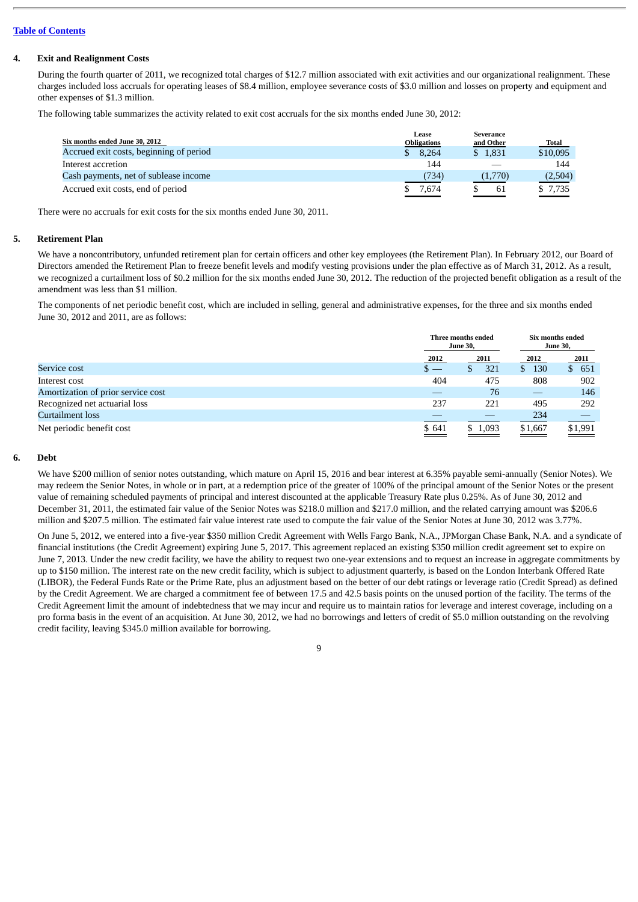## 4. Exit and Realignment Costs

During the fourth quarter of 2011, we recognized total charges of $12.7 million associated with exit activities and our organizational realignment. These charges included loss accruals for operating leases of $8.4 million, employee severance costs of $3.0 million and losses on property and equipment and other expenses of $1.3 million.

The following table summarizes the activity related to exit cost accruals for the six months ended June 30, 2012:

| Six months ended June 30, 2012 | Lease Obligations | Severance and Other | Total |
|---|---|---|---|
| Accrued exit costs, beginning of period | $ 8,264 | $ 1,831 | $10,095 |
| Interest accretion | 144 | — | 144 |
| Cash payments, net of sublease income | (734) | (1,770) | (2,504) |
| Accrued exit costs, end of period | $ 7,674 | $ 61 | $ 7,735 |

There were no accruals for exit costs for the six months ended June 30, 2011.

## 5. Retirement Plan

We have a noncontributory, unfunded retirement plan for certain officers and other key employees (the Retirement Plan). In February 2012, our Board of Directors amended the Retirement Plan to freeze benefit levels and modify vesting provisions under the plan effective as of March 31, 2012. As a result, we recognized a curtailment loss of $0.2 million for the six months ended June 30, 2012. The reduction of the projected benefit obligation as a result of the amendment was less than $1 million.

The components of net periodic benefit cost, which are included in selling, general and administrative expenses, for the three and six months ended June 30, 2012 and 2011, are as follows:

| | Three months ended June 30, | | Six months ended June 30, | |
|---|---|---|---|---|
| | 2012 | 2011 | 2012 | 2011 |
| Service cost | $ — | $ 321 | $ 130 | $ 651 |
| Interest cost | 404 | 475 | 808 | 902 |
| Amortization of prior service cost | — | 76 | — | 146 |
| Recognized net actuarial loss | 237 | 221 | 495 | 292 |
| Curtailment loss | — | — | 234 | — |
| Net periodic benefit cost | $ 641 | $ 1,093 | $1,667 | $1,991 |

## 6. Debt

We have $200 million of senior notes outstanding, which mature on April 15, 2016 and bear interest at 6.35% payable semi-annually (Senior Notes). We may redeem the Senior Notes, in whole or in part, at a redemption price of the greater of 100% of the principal amount of the Senior Notes or the present value of remaining scheduled payments of principal and interest discounted at the applicable Treasury Rate plus 0.25%. As of June 30, 2012 and December 31, 2011, the estimated fair value of the Senior Notes was $218.0 million and $217.0 million, and the related carrying amount was $206.6 million and $207.5 million. The estimated fair value interest rate used to compute the fair value of the Senior Notes at June 30, 2012 was 3.77%.

On June 5, 2012, we entered into a five-year $350 million Credit Agreement with Wells Fargo Bank, N.A., JPMorgan Chase Bank, N.A. and a syndicate of financial institutions (the Credit Agreement) expiring June 5, 2017. This agreement replaced an existing $350 million credit agreement set to expire on June 7, 2013. Under the new credit facility, we have the ability to request two one-year extensions and to request an increase in aggregate commitments by up to $150 million. The interest rate on the new credit facility, which is subject to adjustment quarterly, is based on the London Interbank Offered Rate (LIBOR), the Federal Funds Rate or the Prime Rate, plus an adjustment based on the better of our debt ratings or leverage ratio (Credit Spread) as defined by the Credit Agreement. We are charged a commitment fee of between 17.5 and 42.5 basis points on the unused portion of the facility. The terms of the Credit Agreement limit the amount of indebtedness that we may incur and require us to maintain ratios for leverage and interest coverage, including on a pro forma basis in the event of an acquisition. At June 30, 2012, we had no borrowings and letters of credit of $5.0 million outstanding on the revolving credit facility, leaving $345.0 million available for borrowing.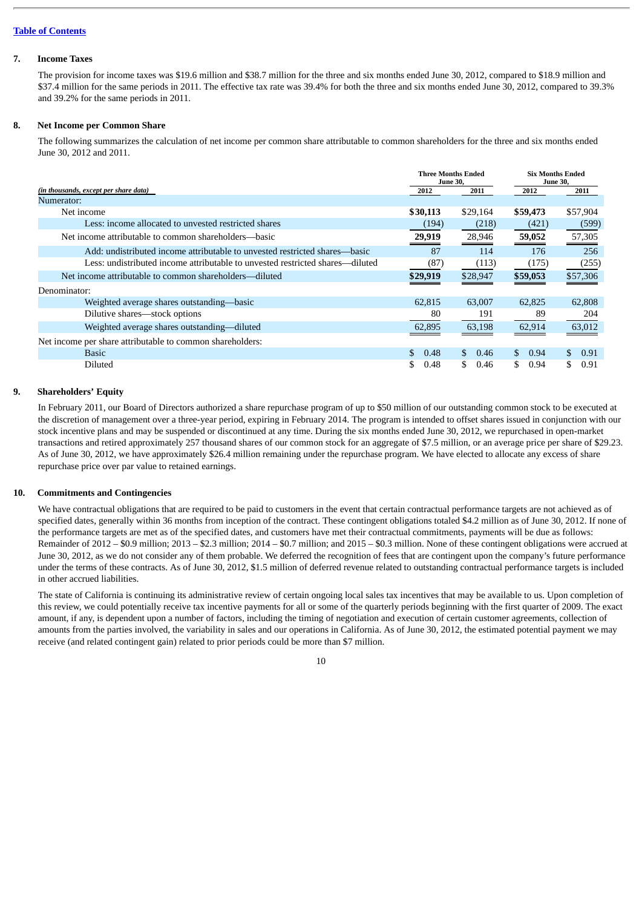## 7. Income Taxes

The provision for income taxes was $19.6 million and $38.7 million for the three and six months ended June 30, 2012, compared to $18.9 million and $37.4 million for the same periods in 2011. The effective tax rate was 39.4% for both the three and six months ended June 30, 2012, compared to 39.3% and 39.2% for the same periods in 2011.

## 8. Net Income per Common Share

The following summarizes the calculation of net income per common share attributable to common shareholders for the three and six months ended June 30, 2012 and 2011.

| *(in thousands, except per share data)* | Three Months Ended June 30, | | Six Months Ended June 30, | |
|---|---|---|---|---|
| | 2012 | 2011 | 2012 | 2011 |
| Numerator: | | | | |
| Net income | **$30,113** | $29,164 | **$59,473** | $57,904 |
| Less: income allocated to unvested restricted shares | (194) | (218) | (421) | (599) |
| Net income attributable to common shareholders—basic | **29,919** | 28,946 | **59,052** | 57,305 |
| Add: undistributed income attributable to unvested restricted shares—basic | 87 | 114 | 176 | 256 |
| Less: undistributed income attributable to unvested restricted shares—diluted | (87) | (113) | (175) | (255) |
| Net income attributable to common shareholders—diluted | **$29,919** | $28,947 | **$59,053** | $57,306 |
| Denominator: | | | | |
| Weighted average shares outstanding—basic | 62,815 | 63,007 | 62,825 | 62,808 |
| Dilutive shares—stock options | 80 | 191 | 89 | 204 |
| Weighted average shares outstanding—diluted | 62,895 | 63,198 | 62,914 | 63,012 |
| Net income per share attributable to common shareholders: | | | | |
| Basic | $ 0.48 | $ 0.46 | $ 0.94 | $ 0.91 |
| Diluted | $ 0.48 | $ 0.46 | $ 0.94 | $ 0.91 |

## 9. Shareholders' Equity

In February 2011, our Board of Directors authorized a share repurchase program of up to $50 million of our outstanding common stock to be executed at the discretion of management over a three-year period, expiring in February 2014. The program is intended to offset shares issued in conjunction with our stock incentive plans and may be suspended or discontinued at any time. During the six months ended June 30, 2012, we repurchased in open-market transactions and retired approximately 257 thousand shares of our common stock for an aggregate of $7.5 million, or an average price per share of $29.23. As of June 30, 2012, we have approximately $26.4 million remaining under the repurchase program. We have elected to allocate any excess of share repurchase price over par value to retained earnings.

## 10. Commitments and Contingencies

We have contractual obligations that are required to be paid to customers in the event that certain contractual performance targets are not achieved as of specified dates, generally within 36 months from inception of the contract. These contingent obligations totaled $4.2 million as of June 30, 2012. If none of the performance targets are met as of the specified dates, and customers have met their contractual commitments, payments will be due as follows: Remainder of 2012 – $0.9 million; 2013 – $2.3 million; 2014 – $0.7 million; and 2015 – $0.3 million. None of these contingent obligations were accrued at June 30, 2012, as we do not consider any of them probable. We deferred the recognition of fees that are contingent upon the company's future performance under the terms of these contracts. As of June 30, 2012, $1.5 million of deferred revenue related to outstanding contractual performance targets is included in other accrued liabilities.

The state of California is continuing its administrative review of certain ongoing local sales tax incentives that may be available to us. Upon completion of this review, we could potentially receive tax incentive payments for all or some of the quarterly periods beginning with the first quarter of 2009. The exact amount, if any, is dependent upon a number of factors, including the timing of negotiation and execution of certain customer agreements, collection of amounts from the parties involved, the variability in sales and our operations in California. As of June 30, 2012, the estimated potential payment we may receive (and related contingent gain) related to prior periods could be more than $7 million.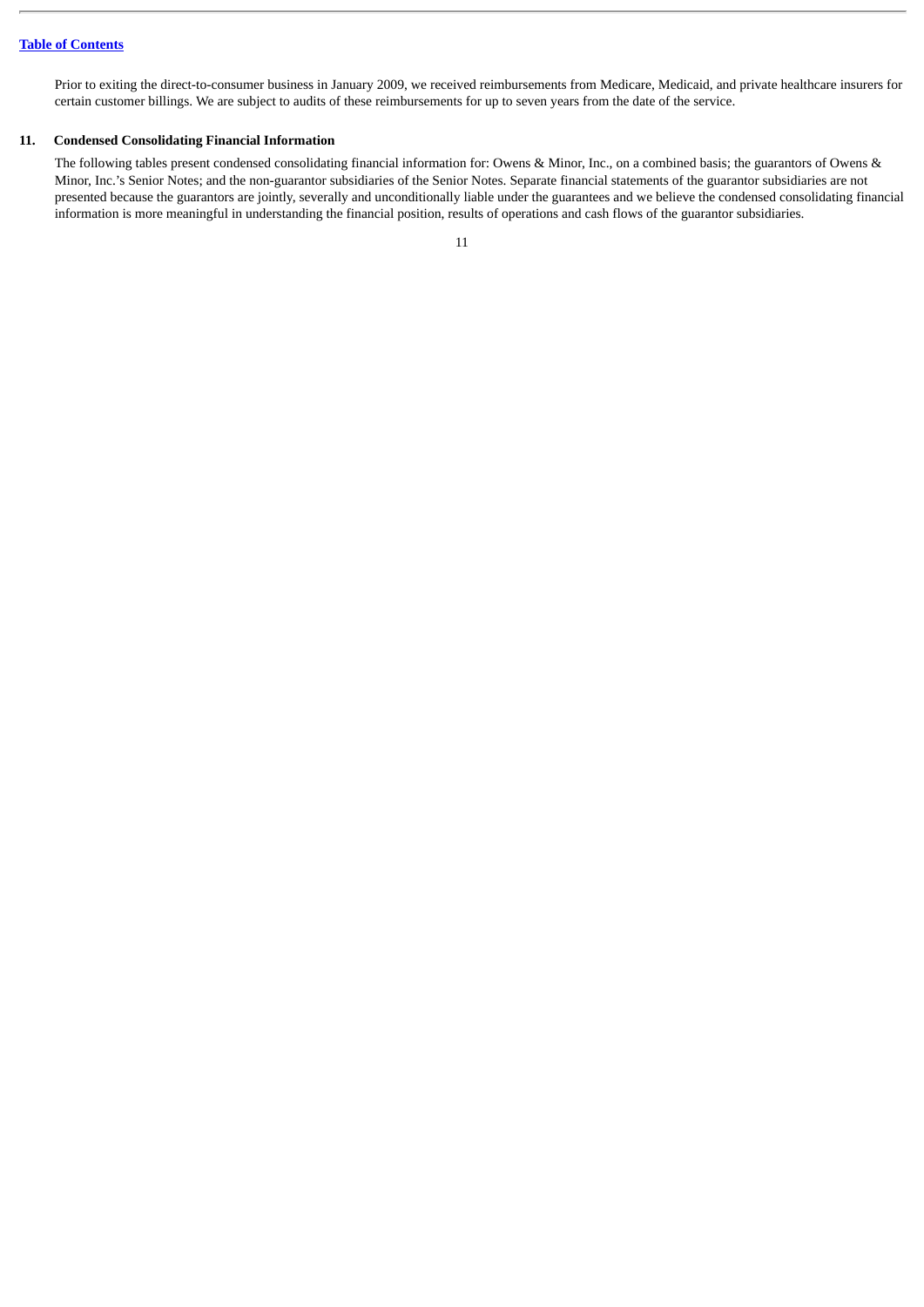Prior to exiting the direct-to-consumer business in January 2009, we received reimbursements from Medicare, Medicaid, and private healthcare insurers for certain customer billings. We are subject to audits of these reimbursements for up to seven years from the date of the service.

## 11. Condensed Consolidating Financial Information

The following tables present condensed consolidating financial information for: Owens & Minor, Inc., on a combined basis; the guarantors of Owens & Minor, Inc.'s Senior Notes; and the non-guarantor subsidiaries of the Senior Notes. Separate financial statements of the guarantor subsidiaries are not presented because the guarantors are jointly, severally and unconditionally liable under the guarantees and we believe the condensed consolidating financial information is more meaningful in understanding the financial position, results of operations and cash flows of the guarantor subsidiaries.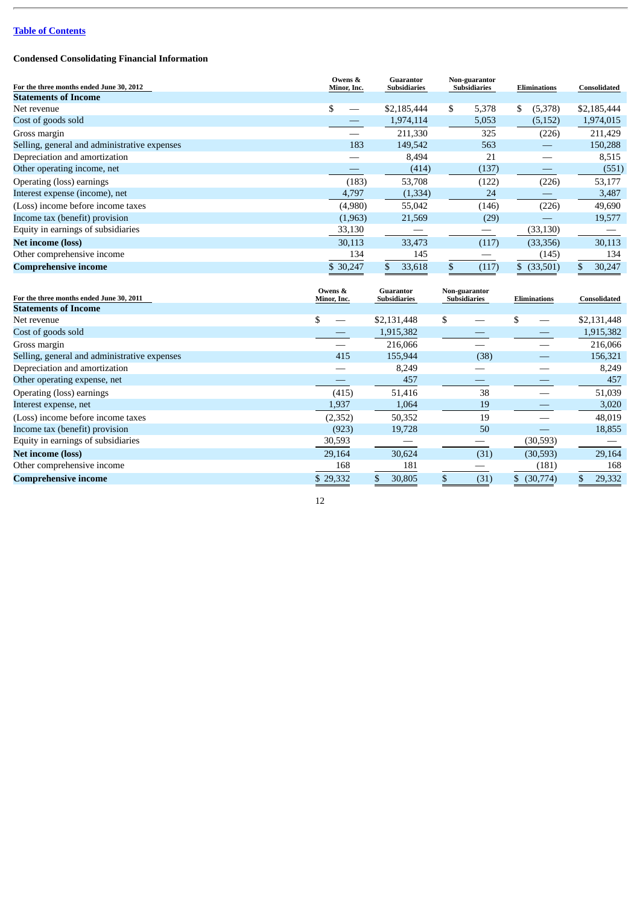[Table of Contents](#)

**Condensed Consolidating Financial Information**

| For the three months ended June 30, 2012 | Owens & Minor, Inc. | Guarantor Subsidiaries | Non-guarantor Subsidiaries | Eliminations | Consolidated |
|---|---|---|---|---|---|
| **Statements of Income** | | | | | |
| Net revenue | $ — | $2,185,444 | $ 5,378 | $ (5,378) | $2,185,444 |
| Cost of goods sold | — | 1,974,114 | 5,053 | (5,152) | 1,974,015 |
| Gross margin | — | 211,330 | 325 | (226) | 211,429 |
| Selling, general and administrative expenses | 183 | 149,542 | 563 | — | 150,288 |
| Depreciation and amortization | — | 8,494 | 21 | — | 8,515 |
| Other operating income, net | — | (414) | (137) | — | (551) |
| Operating (loss) earnings | (183) | 53,708 | (122) | (226) | 53,177 |
| Interest expense (income), net | 4,797 | (1,334) | 24 | — | 3,487 |
| (Loss) income before income taxes | (4,980) | 55,042 | (146) | (226) | 49,690 |
| Income tax (benefit) provision | (1,963) | 21,569 | (29) | — | 19,577 |
| Equity in earnings of subsidiaries | 33,130 | — | — | (33,130) | — |
| **Net income (loss)** | 30,113 | 33,473 | (117) | (33,356) | 30,113 |
| Other comprehensive income | 134 | 145 | — | (145) | 134 |
| **Comprehensive income** | $ 30,247 | $ 33,618 | $ (117) | $ (33,501) | $ 30,247 |

| For the three months ended June 30, 2011 | Owens & Minor, Inc. | Guarantor Subsidiaries | Non-guarantor Subsidiaries | Eliminations | Consolidated |
|---|---|---|---|---|---|
| **Statements of Income** | | | | | |
| Net revenue | $ — | $2,131,448 | $ — | $ — | $2,131,448 |
| Cost of goods sold | — | 1,915,382 | — | — | 1,915,382 |
| Gross margin | — | 216,066 | — | — | 216,066 |
| Selling, general and administrative expenses | 415 | 155,944 | (38) | — | 156,321 |
| Depreciation and amortization | — | 8,249 | — | — | 8,249 |
| Other operating expense, net | — | 457 | — | — | 457 |
| Operating (loss) earnings | (415) | 51,416 | 38 | — | 51,039 |
| Interest expense, net | 1,937 | 1,064 | 19 | — | 3,020 |
| (Loss) income before income taxes | (2,352) | 50,352 | 19 | — | 48,019 |
| Income tax (benefit) provision | (923) | 19,728 | 50 | — | 18,855 |
| Equity in earnings of subsidiaries | 30,593 | — | — | (30,593) | — |
| **Net income (loss)** | 29,164 | 30,624 | (31) | (30,593) | 29,164 |
| Other comprehensive income | 168 | 181 | — | (181) | 168 |
| **Comprehensive income** | $ 29,332 | $ 30,805 | $ (31) | $ (30,774) | $ 29,332 |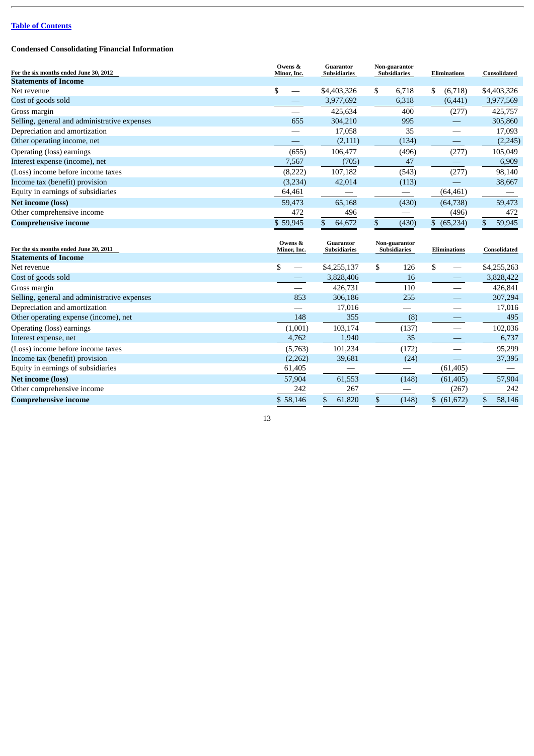[Table of Contents](#)

**Condensed Consolidating Financial Information**

| For the six months ended June 30, 2012 | Owens & Minor, Inc. | Guarantor Subsidiaries | Non-guarantor Subsidiaries | Eliminations | Consolidated |
|---|---|---|---|---|---|
| **Statements of Income** | | | | | |
| Net revenue | $ — | $4,403,326 | $ 6,718 | $ (6,718) | $4,403,326 |
| Cost of goods sold | — | 3,977,692 | 6,318 | (6,441) | 3,977,569 |
| Gross margin | — | 425,634 | 400 | (277) | 425,757 |
| Selling, general and administrative expenses | 655 | 304,210 | 995 | — | 305,860 |
| Depreciation and amortization | — | 17,058 | 35 | — | 17,093 |
| Other operating income, net | — | (2,111) | (134) | — | (2,245) |
| Operating (loss) earnings | (655) | 106,477 | (496) | (277) | 105,049 |
| Interest expense (income), net | 7,567 | (705) | 47 | — | 6,909 |
| (Loss) income before income taxes | (8,222) | 107,182 | (543) | (277) | 98,140 |
| Income tax (benefit) provision | (3,234) | 42,014 | (113) | — | 38,667 |
| Equity in earnings of subsidiaries | 64,461 | — | — | (64,461) | — |
| **Net income (loss)** | 59,473 | 65,168 | (430) | (64,738) | 59,473 |
| Other comprehensive income | 472 | 496 | — | (496) | 472 |
| **Comprehensive income** | $ 59,945 | $ 64,672 | $ (430) | $ (65,234) | $ 59,945 |

| For the six months ended June 30, 2011 | Owens & Minor, Inc. | Guarantor Subsidiaries | Non-guarantor Subsidiaries | Eliminations | Consolidated |
|---|---|---|---|---|---|
| **Statements of Income** | | | | | |
| Net revenue | $ — | $4,255,137 | $ 126 | $ — | $4,255,263 |
| Cost of goods sold | — | 3,828,406 | 16 | — | 3,828,422 |
| Gross margin | — | 426,731 | 110 | — | 426,841 |
| Selling, general and administrative expenses | 853 | 306,186 | 255 | — | 307,294 |
| Depreciation and amortization | — | 17,016 | — | — | 17,016 |
| Other operating expense (income), net | 148 | 355 | (8) | — | 495 |
| Operating (loss) earnings | (1,001) | 103,174 | (137) | — | 102,036 |
| Interest expense, net | 4,762 | 1,940 | 35 | — | 6,737 |
| (Loss) income before income taxes | (5,763) | 101,234 | (172) | — | 95,299 |
| Income tax (benefit) provision | (2,262) | 39,681 | (24) | — | 37,395 |
| Equity in earnings of subsidiaries | 61,405 | — | — | (61,405) | — |
| **Net income (loss)** | 57,904 | 61,553 | (148) | (61,405) | 57,904 |
| Other comprehensive income | 242 | 267 | — | (267) | 242 |
| **Comprehensive income** | $ 58,146 | $ 61,820 | $ (148) | $ (61,672) | $ 58,146 |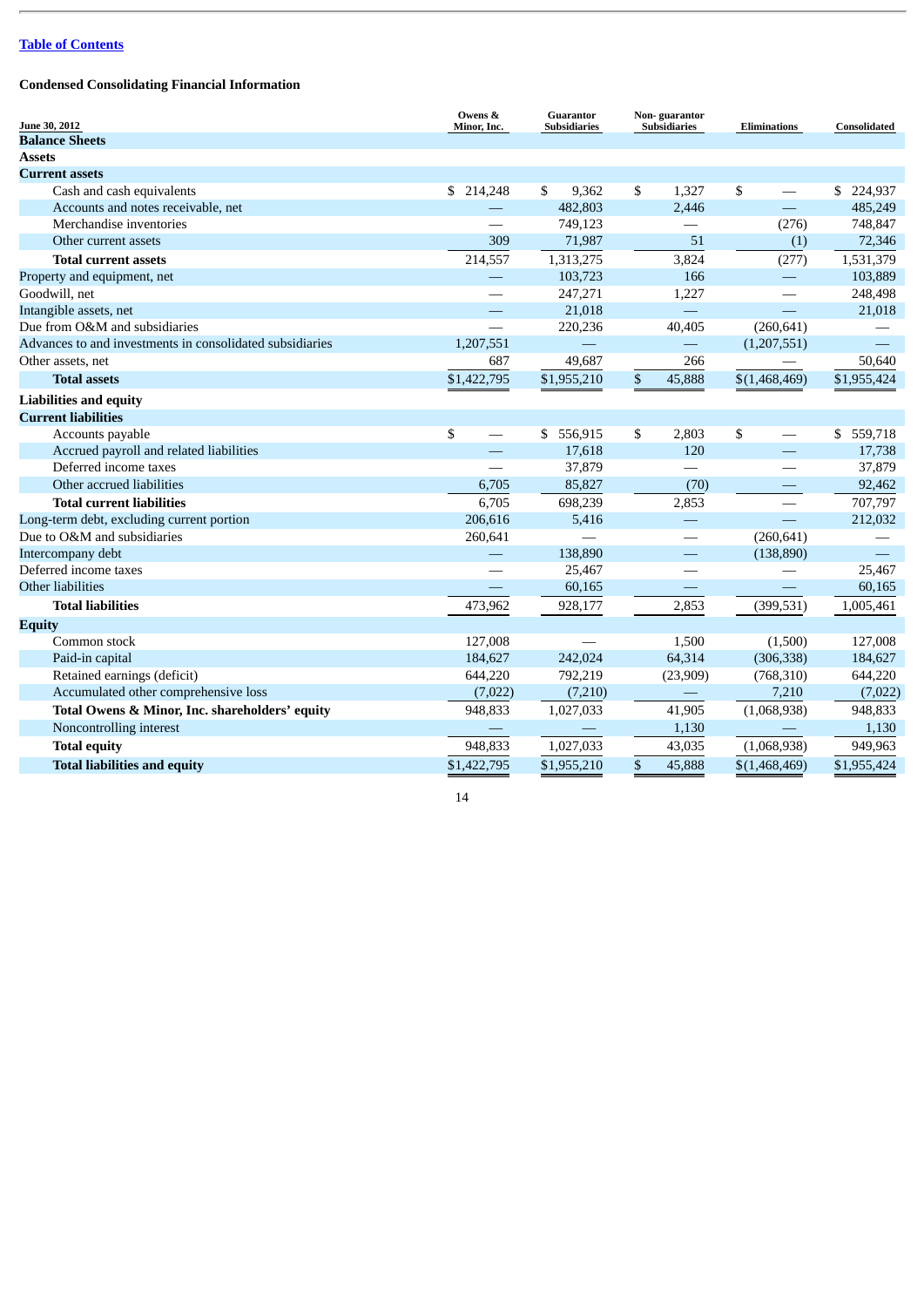[Table of Contents](#)

**Condensed Consolidating Financial Information**

| June 30, 2012 | Owens & Minor, Inc. | Guarantor Subsidiaries | Non- guarantor Subsidiaries | Eliminations | Consolidated |
|---|---|---|---|---|---|
| **Balance Sheets** | | | | | |
| **Assets** | | | | | |
| **Current assets** | | | | | |
| Cash and cash equivalents | $ 214,248 | $ 9,362 | $ 1,327 | $ — | $ 224,937 |
| Accounts and notes receivable, net | — | 482,803 | 2,446 | — | 485,249 |
| Merchandise inventories | — | 749,123 | — | (276) | 748,847 |
| Other current assets | 309 | 71,987 | 51 | (1) | 72,346 |
| **Total current assets** | 214,557 | 1,313,275 | 3,824 | (277) | 1,531,379 |
| Property and equipment, net | — | 103,723 | 166 | — | 103,889 |
| Goodwill, net | — | 247,271 | 1,227 | — | 248,498 |
| Intangible assets, net | — | 21,018 | — | — | 21,018 |
| Due from O&M and subsidiaries | — | 220,236 | 40,405 | (260,641) | — |
| Advances to and investments in consolidated subsidiaries | 1,207,551 | — | — | (1,207,551) | — |
| Other assets, net | 687 | 49,687 | 266 | — | 50,640 |
| **Total assets** | $1,422,795 | $1,955,210 | $ 45,888 | $(1,468,469) | $1,955,424 |
| **Liabilities and equity** | | | | | |
| **Current liabilities** | | | | | |
| Accounts payable | $ — | $ 556,915 | $ 2,803 | $ — | $ 559,718 |
| Accrued payroll and related liabilities | — | 17,618 | 120 | — | 17,738 |
| Deferred income taxes | — | 37,879 | — | — | 37,879 |
| Other accrued liabilities | 6,705 | 85,827 | (70) | — | 92,462 |
| **Total current liabilities** | 6,705 | 698,239 | 2,853 | — | 707,797 |
| Long-term debt, excluding current portion | 206,616 | 5,416 | — | — | 212,032 |
| Due to O&M and subsidiaries | 260,641 | — | — | (260,641) | — |
| Intercompany debt | — | 138,890 | — | (138,890) | — |
| Deferred income taxes | — | 25,467 | — | — | 25,467 |
| Other liabilities | — | 60,165 | — | — | 60,165 |
| **Total liabilities** | 473,962 | 928,177 | 2,853 | (399,531) | 1,005,461 |
| **Equity** | | | | | |
| Common stock | 127,008 | — | 1,500 | (1,500) | 127,008 |
| Paid-in capital | 184,627 | 242,024 | 64,314 | (306,338) | 184,627 |
| Retained earnings (deficit) | 644,220 | 792,219 | (23,909) | (768,310) | 644,220 |
| Accumulated other comprehensive loss | (7,022) | (7,210) | — | 7,210 | (7,022) |
| **Total Owens & Minor, Inc. shareholders' equity** | 948,833 | 1,027,033 | 41,905 | (1,068,938) | 948,833 |
| Noncontrolling interest | — | — | 1,130 | — | 1,130 |
| **Total equity** | 948,833 | 1,027,033 | 43,035 | (1,068,938) | 949,963 |
| **Total liabilities and equity** | $1,422,795 | $1,955,210 | $ 45,888 | $(1,468,469) | $1,955,424 |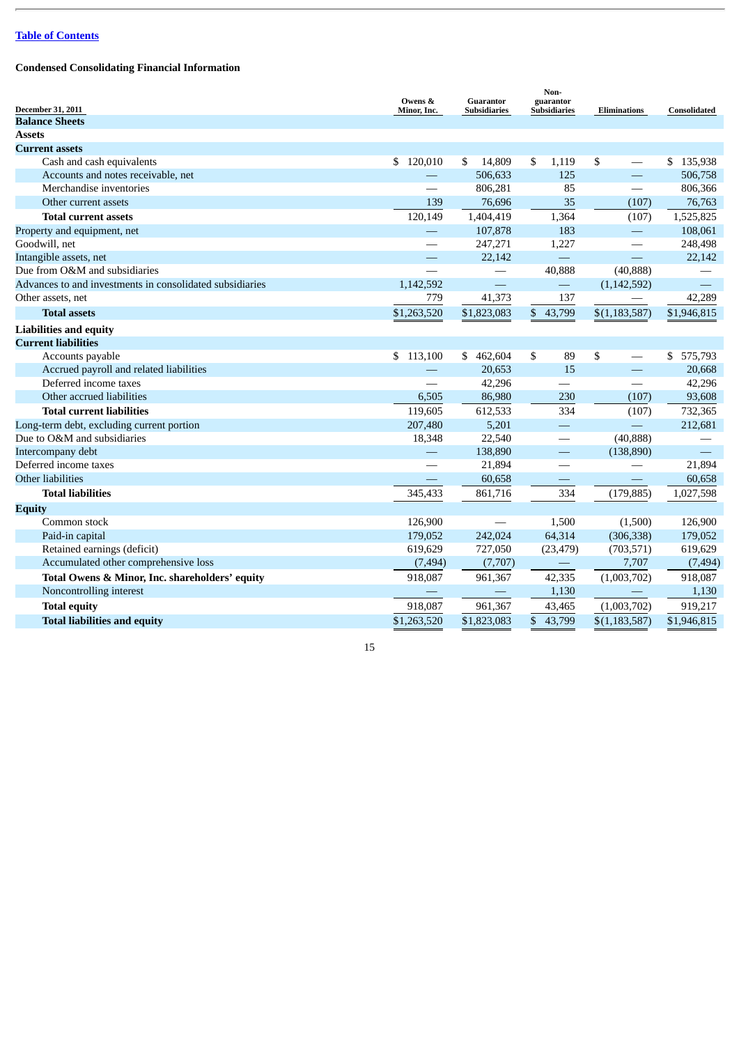[Table of Contents](#)

**Condensed Consolidating Financial Information**

| December 31, 2011 | Owens & Minor, Inc. | Guarantor Subsidiaries | Non-guarantor Subsidiaries | Eliminations | Consolidated |
|---|---|---|---|---|---|
| **Balance Sheets** | | | | | |
| **Assets** | | | | | |
| **Current assets** | | | | | |
| Cash and cash equivalents | $ 120,010 | $ 14,809 | $ 1,119 | $ — | $ 135,938 |
| Accounts and notes receivable, net | — | 506,633 | 125 | — | 506,758 |
| Merchandise inventories | — | 806,281 | 85 | — | 806,366 |
| Other current assets | 139 | 76,696 | 35 | (107) | 76,763 |
| **Total current assets** | 120,149 | 1,404,419 | 1,364 | (107) | 1,525,825 |
| Property and equipment, net | — | 107,878 | 183 | — | 108,061 |
| Goodwill, net | — | 247,271 | 1,227 | — | 248,498 |
| Intangible assets, net | — | 22,142 | — | — | 22,142 |
| Due from O&M and subsidiaries | — | — | 40,888 | (40,888) | — |
| Advances to and investments in consolidated subsidiaries | 1,142,592 | — | — | (1,142,592) | — |
| Other assets, net | 779 | 41,373 | 137 | — | 42,289 |
| **Total assets** | $1,263,520 | $1,823,083 | $ 43,799 | $(1,183,587) | $1,946,815 |
| **Liabilities and equity** | | | | | |
| **Current liabilities** | | | | | |
| Accounts payable | $ 113,100 | $ 462,604 | $ 89 | $ — | $ 575,793 |
| Accrued payroll and related liabilities | — | 20,653 | 15 | — | 20,668 |
| Deferred income taxes | — | 42,296 | — | — | 42,296 |
| Other accrued liabilities | 6,505 | 86,980 | 230 | (107) | 93,608 |
| **Total current liabilities** | 119,605 | 612,533 | 334 | (107) | 732,365 |
| Long-term debt, excluding current portion | 207,480 | 5,201 | — | — | 212,681 |
| Due to O&M and subsidiaries | 18,348 | 22,540 | — | (40,888) | — |
| Intercompany debt | — | 138,890 | — | (138,890) | — |
| Deferred income taxes | — | 21,894 | — | — | 21,894 |
| Other liabilities | — | 60,658 | — | — | 60,658 |
| **Total liabilities** | 345,433 | 861,716 | 334 | (179,885) | 1,027,598 |
| **Equity** | | | | | |
| Common stock | 126,900 | — | 1,500 | (1,500) | 126,900 |
| Paid-in capital | 179,052 | 242,024 | 64,314 | (306,338) | 179,052 |
| Retained earnings (deficit) | 619,629 | 727,050 | (23,479) | (703,571) | 619,629 |
| Accumulated other comprehensive loss | (7,494) | (7,707) | — | 7,707 | (7,494) |
| **Total Owens & Minor, Inc. shareholders' equity** | 918,087 | 961,367 | 42,335 | (1,003,702) | 918,087 |
| Noncontrolling interest | — | — | 1,130 | — | 1,130 |
| **Total equity** | 918,087 | 961,367 | 43,465 | (1,003,702) | 919,217 |
| **Total liabilities and equity** | $1,263,520 | $1,823,083 | $ 43,799 | $(1,183,587) | $1,946,815 |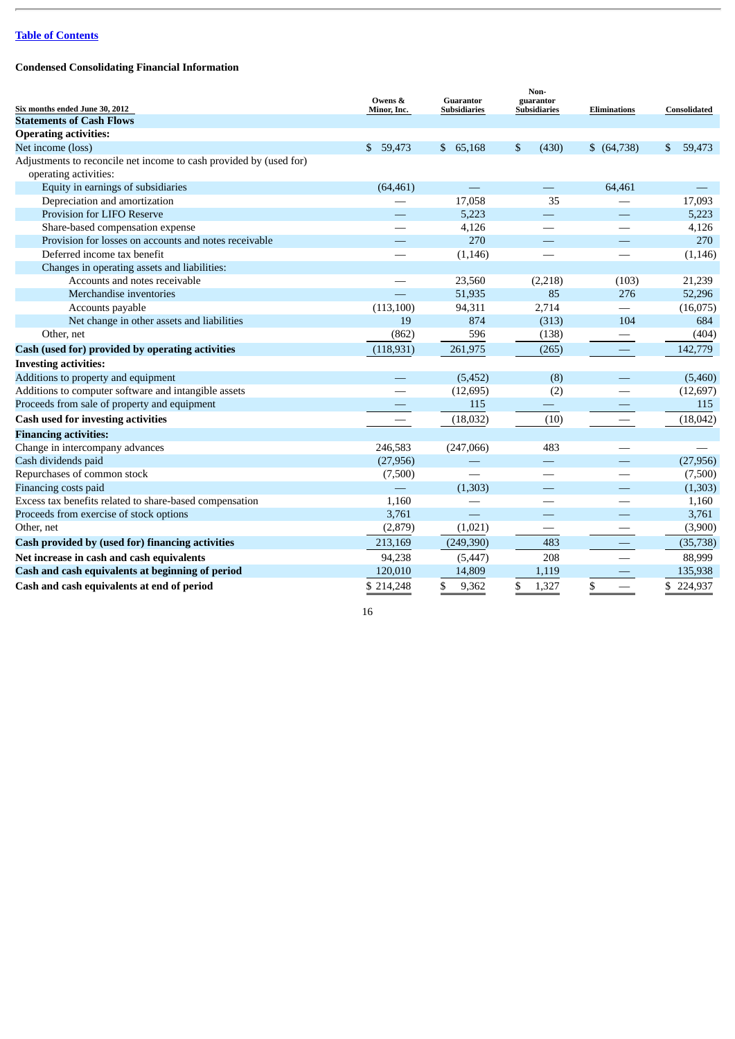[Table of Contents](#)

**Condensed Consolidating Financial Information**

| Six months ended June 30, 2012 | Owens & Minor, Inc. | Guarantor Subsidiaries | Non-guarantor Subsidiaries | Eliminations | Consolidated |
|---|---|---|---|---|---|
| **Statements of Cash Flows** | | | | | |
| **Operating activities:** | | | | | |
| Net income (loss) | $ 59,473 | $ 65,168 | $ (430) | $ (64,738) | $ 59,473 |
| Adjustments to reconcile net income to cash provided by (used for) operating activities: | | | | | |
| Equity in earnings of subsidiaries | (64,461) | — | — | 64,461 | — |
| Depreciation and amortization | — | 17,058 | 35 | — | 17,093 |
| Provision for LIFO Reserve | — | 5,223 | — | — | 5,223 |
| Share-based compensation expense | — | 4,126 | — | — | 4,126 |
| Provision for losses on accounts and notes receivable | — | 270 | — | — | 270 |
| Deferred income tax benefit | — | (1,146) | — | — | (1,146) |
| Changes in operating assets and liabilities: | | | | | |
| Accounts and notes receivable | — | 23,560 | (2,218) | (103) | 21,239 |
| Merchandise inventories | — | 51,935 | 85 | 276 | 52,296 |
| Accounts payable | (113,100) | 94,311 | 2,714 | — | (16,075) |
| Net change in other assets and liabilities | 19 | 874 | (313) | 104 | 684 |
| Other, net | (862) | 596 | (138) | — | (404) |
| **Cash (used for) provided by operating activities** | (118,931) | 261,975 | (265) | — | 142,779 |
| **Investing activities:** | | | | | |
| Additions to property and equipment | — | (5,452) | (8) | — | (5,460) |
| Additions to computer software and intangible assets | — | (12,695) | (2) | — | (12,697) |
| Proceeds from sale of property and equipment | — | 115 | — | — | 115 |
| **Cash used for investing activities** | — | (18,032) | (10) | — | (18,042) |
| **Financing activities:** | | | | | |
| Change in intercompany advances | 246,583 | (247,066) | 483 | — | — |
| Cash dividends paid | (27,956) | — | — | — | (27,956) |
| Repurchases of common stock | (7,500) | — | — | — | (7,500) |
| Financing costs paid | — | (1,303) | — | — | (1,303) |
| Excess tax benefits related to share-based compensation | 1,160 | — | — | — | 1,160 |
| Proceeds from exercise of stock options | 3,761 | — | — | — | 3,761 |
| Other, net | (2,879) | (1,021) | — | — | (3,900) |
| **Cash provided by (used for) financing activities** | 213,169 | (249,390) | 483 | — | (35,738) |
| **Net increase in cash and cash equivalents** | 94,238 | (5,447) | 208 | — | 88,999 |
| **Cash and cash equivalents at beginning of period** | 120,010 | 14,809 | 1,119 | — | 135,938 |
| **Cash and cash equivalents at end of period** | $ 214,248 | $ 9,362 | $ 1,327 | $ — | $ 224,937 |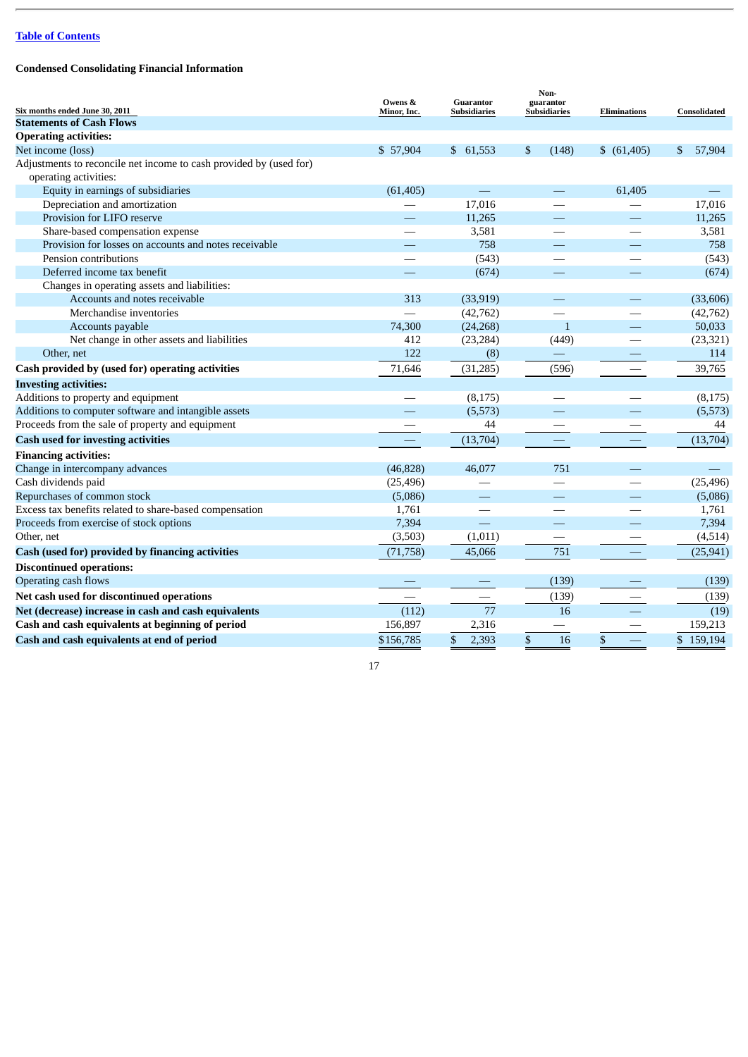[Table of Contents](#)

**Condensed Consolidating Financial Information**

| Six months ended June 30, 2011 | Owens & Minor, Inc. | Guarantor Subsidiaries | Non-guarantor Subsidiaries | Eliminations | Consolidated |
|---|---|---|---|---|---|
| **Statements of Cash Flows** | | | | | |
| **Operating activities:** | | | | | |
| Net income (loss) | $ 57,904 | $ 61,553 | $ (148) | $ (61,405) | $ 57,904 |
| Adjustments to reconcile net income to cash provided by (used for) operating activities: | | | | | |
| Equity in earnings of subsidiaries | (61,405) | — | — | 61,405 | — |
| Depreciation and amortization | — | 17,016 | — | — | 17,016 |
| Provision for LIFO reserve | — | 11,265 | — | — | 11,265 |
| Share-based compensation expense | — | 3,581 | — | — | 3,581 |
| Provision for losses on accounts and notes receivable | — | 758 | — | — | 758 |
| Pension contributions | — | (543) | — | — | (543) |
| Deferred income tax benefit | — | (674) | — | — | (674) |
| Changes in operating assets and liabilities: | | | | | |
| Accounts and notes receivable | 313 | (33,919) | — | — | (33,606) |
| Merchandise inventories | — | (42,762) | — | — | (42,762) |
| Accounts payable | 74,300 | (24,268) | 1 | — | 50,033 |
| Net change in other assets and liabilities | 412 | (23,284) | (449) | — | (23,321) |
| Other, net | 122 | (8) | — | — | 114 |
| **Cash provided by (used for) operating activities** | 71,646 | (31,285) | (596) | — | 39,765 |
| **Investing activities:** | | | | | |
| Additions to property and equipment | — | (8,175) | — | — | (8,175) |
| Additions to computer software and intangible assets | — | (5,573) | — | — | (5,573) |
| Proceeds from the sale of property and equipment | — | 44 | — | — | 44 |
| **Cash used for investing activities** | — | (13,704) | — | — | (13,704) |
| **Financing activities:** | | | | | |
| Change in intercompany advances | (46,828) | 46,077 | 751 | — | — |
| Cash dividends paid | (25,496) | — | — | — | (25,496) |
| Repurchases of common stock | (5,086) | — | — | — | (5,086) |
| Excess tax benefits related to share-based compensation | 1,761 | — | — | — | 1,761 |
| Proceeds from exercise of stock options | 7,394 | — | — | — | 7,394 |
| Other, net | (3,503) | (1,011) | — | — | (4,514) |
| **Cash (used for) provided by financing activities** | (71,758) | 45,066 | 751 | — | (25,941) |
| **Discontinued operations:** | | | | | |
| Operating cash flows | — | — | (139) | — | (139) |
| **Net cash used for discontinued operations** | — | — | (139) | — | (139) |
| **Net (decrease) increase in cash and cash equivalents** | (112) | 77 | 16 | — | (19) |
| **Cash and cash equivalents at beginning of period** | 156,897 | 2,316 | — | — | 159,213 |
| **Cash and cash equivalents at end of period** | $156,785 | $ 2,393 | $ 16 | $ — | $ 159,194 |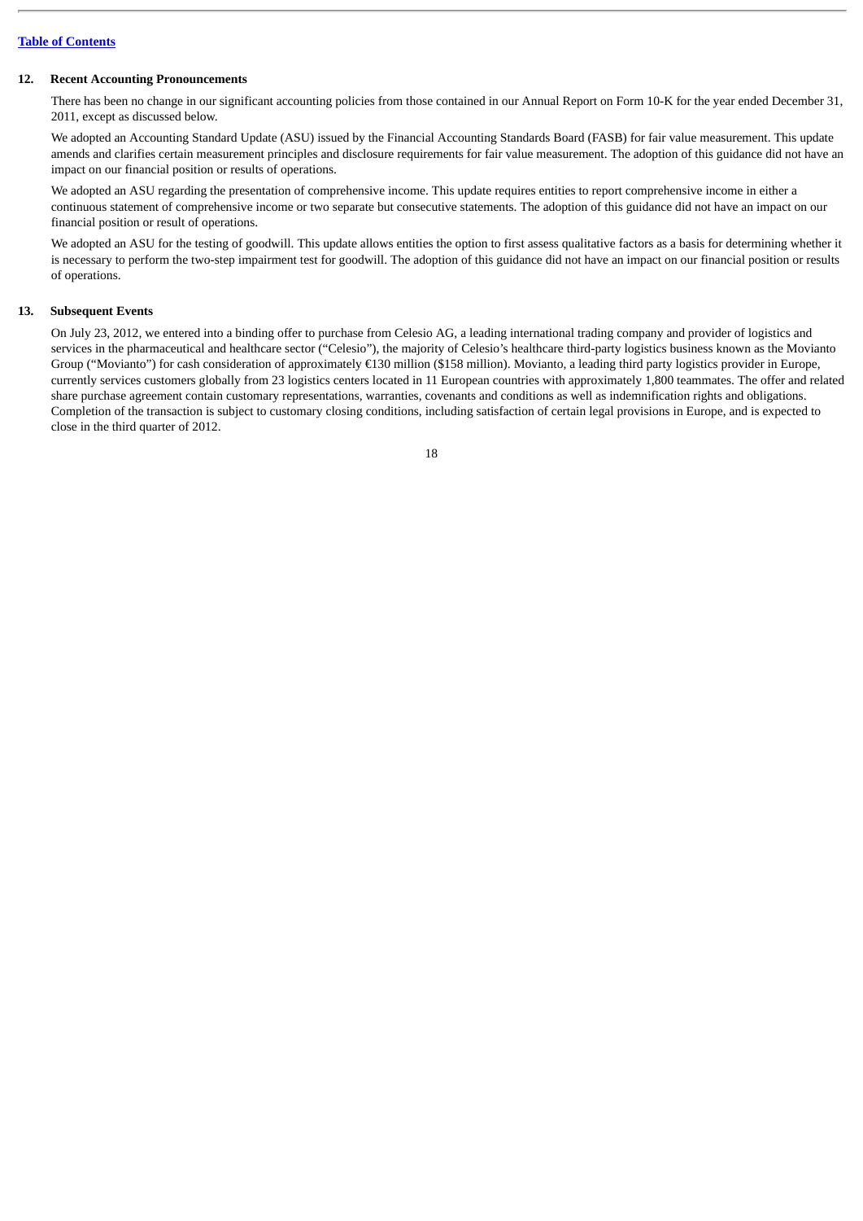## 12. Recent Accounting Pronouncements

There has been no change in our significant accounting policies from those contained in our Annual Report on Form 10-K for the year ended December 31, 2011, except as discussed below.

We adopted an Accounting Standard Update (ASU) issued by the Financial Accounting Standards Board (FASB) for fair value measurement. This update amends and clarifies certain measurement principles and disclosure requirements for fair value measurement. The adoption of this guidance did not have an impact on our financial position or results of operations.

We adopted an ASU regarding the presentation of comprehensive income. This update requires entities to report comprehensive income in either a continuous statement of comprehensive income or two separate but consecutive statements. The adoption of this guidance did not have an impact on our financial position or result of operations.

We adopted an ASU for the testing of goodwill. This update allows entities the option to first assess qualitative factors as a basis for determining whether it is necessary to perform the two-step impairment test for goodwill. The adoption of this guidance did not have an impact on our financial position or results of operations.

## 13. Subsequent Events

On July 23, 2012, we entered into a binding offer to purchase from Celesio AG, a leading international trading company and provider of logistics and services in the pharmaceutical and healthcare sector ("Celesio"), the majority of Celesio's healthcare third-party logistics business known as the Movianto Group ("Movianto") for cash consideration of approximately €130 million ($158 million). Movianto, a leading third party logistics provider in Europe, currently services customers globally from 23 logistics centers located in 11 European countries with approximately 1,800 teammates. The offer and related share purchase agreement contain customary representations, warranties, covenants and conditions as well as indemnification rights and obligations. Completion of the transaction is subject to customary closing conditions, including satisfaction of certain legal provisions in Europe, and is expected to close in the third quarter of 2012.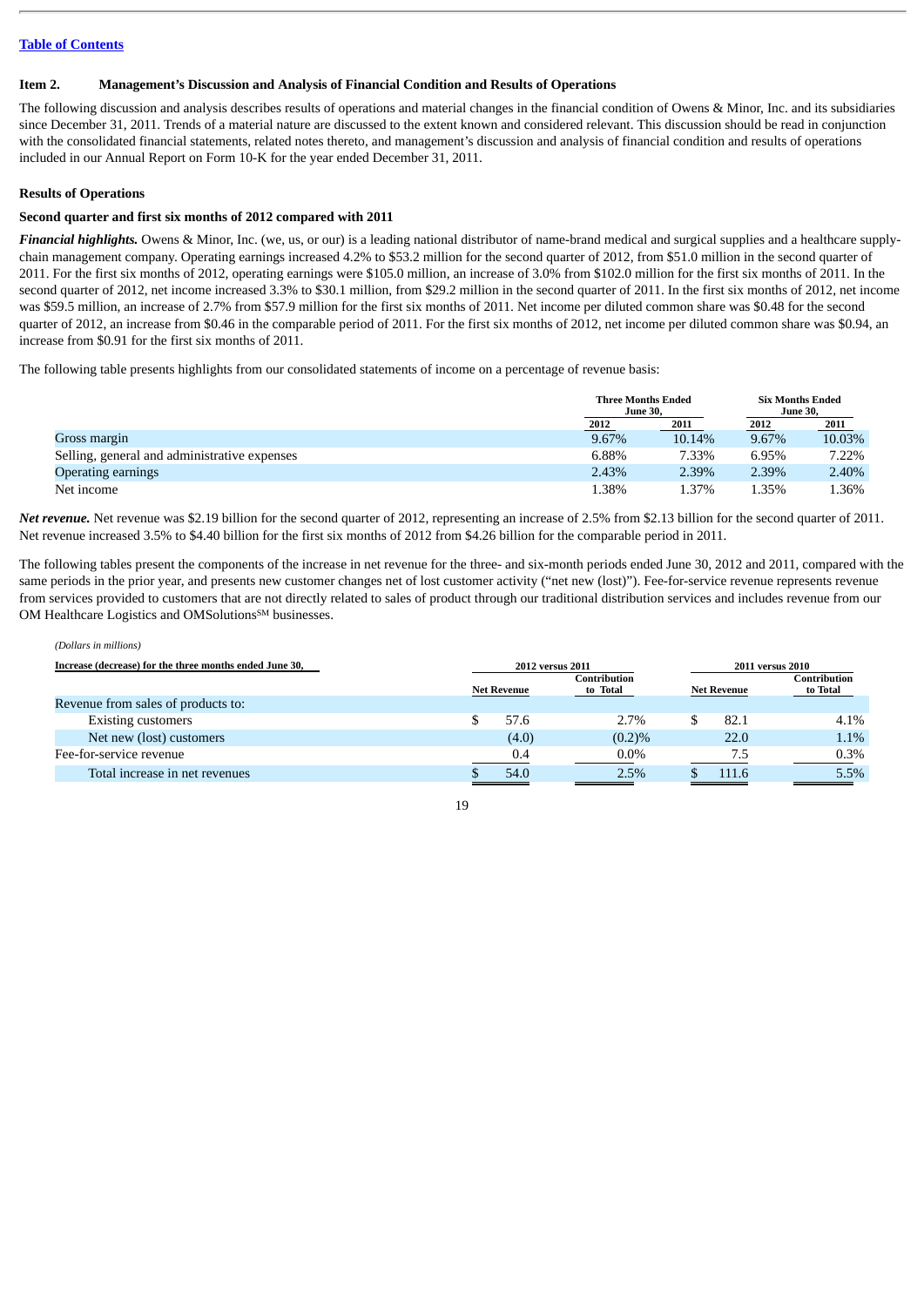[Table of Contents](#)

## Item 2. Management's Discussion and Analysis of Financial Condition and Results of Operations

The following discussion and analysis describes results of operations and material changes in the financial condition of Owens & Minor, Inc. and its subsidiaries since December 31, 2011. Trends of a material nature are discussed to the extent known and considered relevant. This discussion should be read in conjunction with the consolidated financial statements, related notes thereto, and management's discussion and analysis of financial condition and results of operations included in our Annual Report on Form 10-K for the year ended December 31, 2011.

### Results of Operations

### Second quarter and first six months of 2012 compared with 2011

***Financial highlights.*** Owens & Minor, Inc. (we, us, or our) is a leading national distributor of name-brand medical and surgical supplies and a healthcare supply-chain management company. Operating earnings increased 4.2% to $53.2 million for the second quarter of 2012, from $51.0 million in the second quarter of 2011. For the first six months of 2012, operating earnings were $105.0 million, an increase of 3.0% from $102.0 million for the first six months of 2011. In the second quarter of 2012, net income increased 3.3% to $30.1 million, from $29.2 million in the second quarter of 2011. In the first six months of 2012, net income was $59.5 million, an increase of 2.7% from $57.9 million for the first six months of 2011. Net income per diluted common share was $0.48 for the second quarter of 2012, an increase from $0.46 in the comparable period of 2011. For the first six months of 2012, net income per diluted common share was $0.94, an increase from $0.91 for the first six months of 2011.

The following table presents highlights from our consolidated statements of income on a percentage of revenue basis:

| | Three Months Ended June 30, | | Six Months Ended June 30, | |
|---|---|---|---|---|
| | 2012 | 2011 | 2012 | 2011 |
| Gross margin | 9.67% | 10.14% | 9.67% | 10.03% |
| Selling, general and administrative expenses | 6.88% | 7.33% | 6.95% | 7.22% |
| Operating earnings | 2.43% | 2.39% | 2.39% | 2.40% |
| Net income | 1.38% | 1.37% | 1.35% | 1.36% |

***Net revenue.*** Net revenue was $2.19 billion for the second quarter of 2012, representing an increase of 2.5% from $2.13 billion for the second quarter of 2011. Net revenue increased 3.5% to $4.40 billion for the first six months of 2012 from $4.26 billion for the comparable period in 2011.

The following tables present the components of the increase in net revenue for the three- and six-month periods ended June 30, 2012 and 2011, compared with the same periods in the prior year, and presents new customer changes net of lost customer activity ("net new (lost)"). Fee-for-service revenue represents revenue from services provided to customers that are not directly related to sales of product through our traditional distribution services and includes revenue from our OM Healthcare Logistics and OMSolutions[SM] businesses.

*(Dollars in millions)*

| Increase (decrease) for the three months ended June 30, | 2012 versus 2011 | | 2011 versus 2010 | |
|---|---|---|---|---|
| | Net Revenue | Contribution to Total | Net Revenue | Contribution to Total |
| Revenue from sales of products to: | | | | |
| Existing customers | $ 57.6 | 2.7% | $ 82.1 | 4.1% |
| Net new (lost) customers | (4.0) | (0.2)% | 22.0 | 1.1% |
| Fee-for-service revenue | 0.4 | 0.0% | 7.5 | 0.3% |
| Total increase in net revenues | $ 54.0 | 2.5% | $ 111.6 | 5.5% |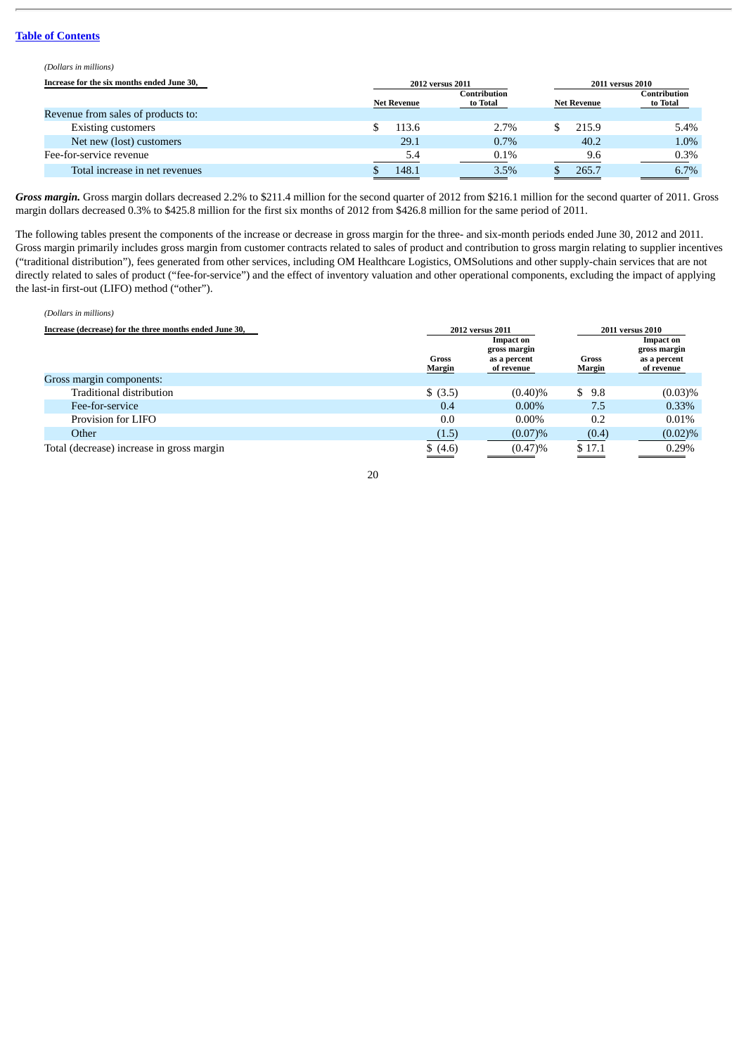[Table of Contents](#)

*(Dollars in millions)*

| Increase for the six months ended June 30, | 2012 versus 2011 | | 2011 versus 2010 | |
|---|---|---|---|---|
| | Net Revenue | Contribution to Total | Net Revenue | Contribution to Total |
| Revenue from sales of products to: | | | | |
| Existing customers | $ 113.6 | 2.7% | $ 215.9 | 5.4% |
| Net new (lost) customers | 29.1 | 0.7% | 40.2 | 1.0% |
| Fee-for-service revenue | 5.4 | 0.1% | 9.6 | 0.3% |
| Total increase in net revenues | $ 148.1 | 3.5% | $ 265.7 | 6.7% |

***Gross margin.*** Gross margin dollars decreased 2.2% to $211.4 million for the second quarter of 2012 from $216.1 million for the second quarter of 2011. Gross margin dollars decreased 0.3% to $425.8 million for the first six months of 2012 from $426.8 million for the same period of 2011.

The following tables present the components of the increase or decrease in gross margin for the three- and six-month periods ended June 30, 2012 and 2011. Gross margin primarily includes gross margin from customer contracts related to sales of product and contribution to gross margin relating to supplier incentives ("traditional distribution"), fees generated from other services, including OM Healthcare Logistics, OMSolutions and other supply-chain services that are not directly related to sales of product ("fee-for-service") and the effect of inventory valuation and other operational components, excluding the impact of applying the last-in first-out (LIFO) method ("other").

*(Dollars in millions)*

| Increase (decrease) for the three months ended June 30, | 2012 versus 2011 | | 2011 versus 2010 | |
|---|---|---|---|---|
| | Gross Margin | Impact on gross margin as a percent of revenue | Gross Margin | Impact on gross margin as a percent of revenue |
| Gross margin components: | | | | |
| Traditional distribution | $ (3.5) | (0.40)% | $ 9.8 | (0.03)% |
| Fee-for-service | 0.4 | 0.00% | 7.5 | 0.33% |
| Provision for LIFO | 0.0 | 0.00% | 0.2 | 0.01% |
| Other | (1.5) | (0.07)% | (0.4) | (0.02)% |
| Total (decrease) increase in gross margin | $ (4.6) | (0.47)% | $ 17.1 | 0.29% |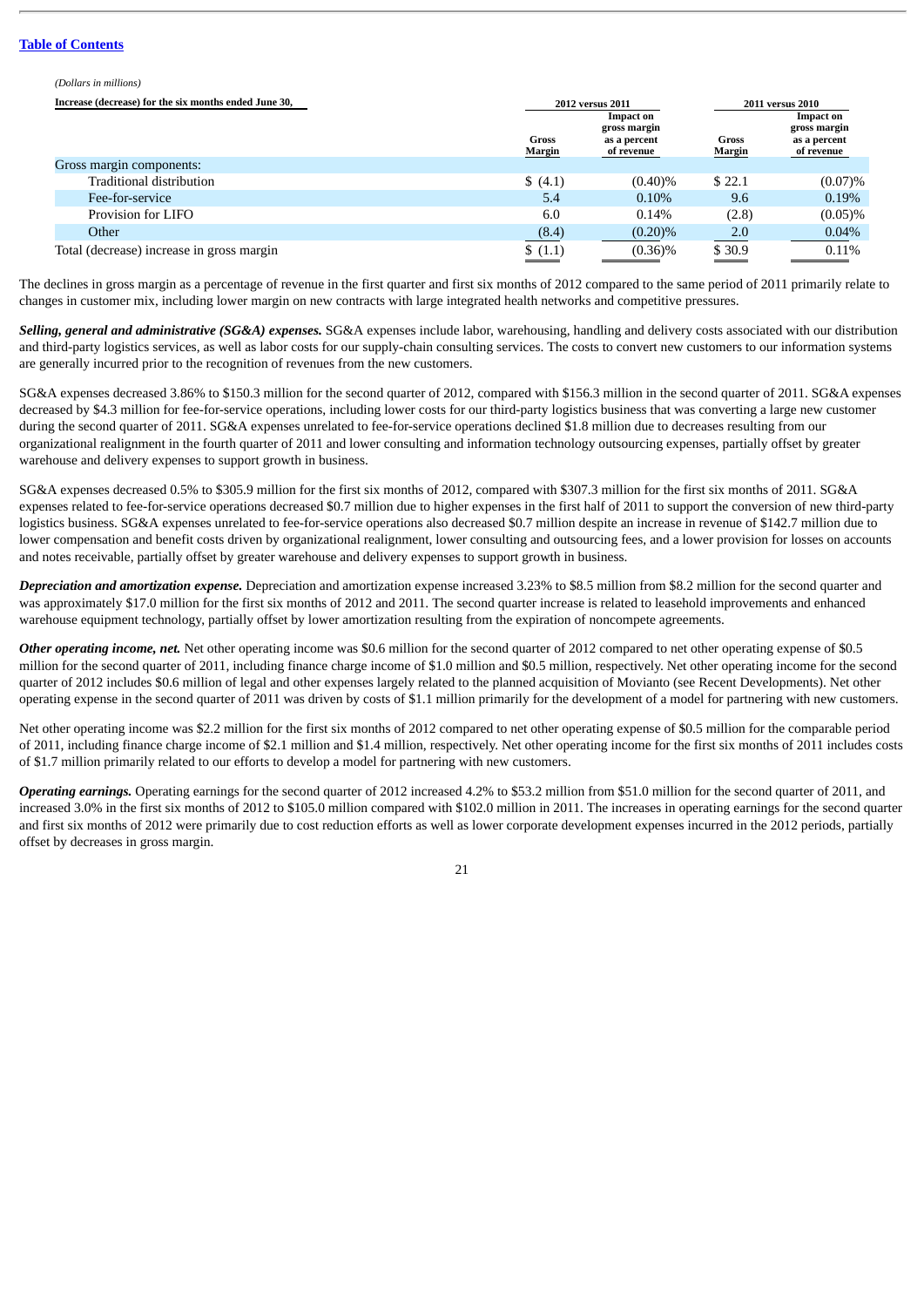[Table of Contents](#)

*(Dollars in millions)*

| Increase (decrease) for the six months ended June 30, | 2012 versus 2011 | | 2011 versus 2010 | |
|---|---|---|---|---|
| | Gross Margin | Impact on gross margin as a percent of revenue | Gross Margin | Impact on gross margin as a percent of revenue |
| Gross margin components: | | | | |
| Traditional distribution | $ (4.1) | (0.40)% | $ 22.1 | (0.07)% |
| Fee-for-service | 5.4 | 0.10% | 9.6 | 0.19% |
| Provision for LIFO | 6.0 | 0.14% | (2.8) | (0.05)% |
| Other | (8.4) | (0.20)% | 2.0 | 0.04% |
| Total (decrease) increase in gross margin | $ (1.1) | (0.36)% | $ 30.9 | 0.11% |

The declines in gross margin as a percentage of revenue in the first quarter and first six months of 2012 compared to the same period of 2011 primarily relate to changes in customer mix, including lower margin on new contracts with large integrated health networks and competitive pressures.

***Selling, general and administrative (SG&A) expenses.*** SG&A expenses include labor, warehousing, handling and delivery costs associated with our distribution and third-party logistics services, as well as labor costs for our supply-chain consulting services. The costs to convert new customers to our information systems are generally incurred prior to the recognition of revenues from the new customers.

SG&A expenses decreased 3.86% to $150.3 million for the second quarter of 2012, compared with $156.3 million in the second quarter of 2011. SG&A expenses decreased by $4.3 million for fee-for-service operations, including lower costs for our third-party logistics business that was converting a large new customer during the second quarter of 2011. SG&A expenses unrelated to fee-for-service operations declined $1.8 million due to decreases resulting from our organizational realignment in the fourth quarter of 2011 and lower consulting and information technology outsourcing expenses, partially offset by greater warehouse and delivery expenses to support growth in business.

SG&A expenses decreased 0.5% to $305.9 million for the first six months of 2012, compared with $307.3 million for the first six months of 2011. SG&A expenses related to fee-for-service operations decreased $0.7 million due to higher expenses in the first half of 2011 to support the conversion of new third-party logistics business. SG&A expenses unrelated to fee-for-service operations also decreased $0.7 million despite an increase in revenue of $142.7 million due to lower compensation and benefit costs driven by organizational realignment, lower consulting and outsourcing fees, and a lower provision for losses on accounts and notes receivable, partially offset by greater warehouse and delivery expenses to support growth in business.

***Depreciation and amortization expense.*** Depreciation and amortization expense increased 3.23% to $8.5 million from $8.2 million for the second quarter and was approximately $17.0 million for the first six months of 2012 and 2011. The second quarter increase is related to leasehold improvements and enhanced warehouse equipment technology, partially offset by lower amortization resulting from the expiration of noncompete agreements.

***Other operating income, net.*** Net other operating income was $0.6 million for the second quarter of 2012 compared to net other operating expense of $0.5 million for the second quarter of 2011, including finance charge income of $1.0 million and $0.5 million, respectively. Net other operating income for the second quarter of 2012 includes $0.6 million of legal and other expenses largely related to the planned acquisition of Movianto (see Recent Developments). Net other operating expense in the second quarter of 2011 was driven by costs of $1.1 million primarily for the development of a model for partnering with new customers.

Net other operating income was $2.2 million for the first six months of 2012 compared to net other operating expense of $0.5 million for the comparable period of 2011, including finance charge income of $2.1 million and $1.4 million, respectively. Net other operating income for the first six months of 2011 includes costs of $1.7 million primarily related to our efforts to develop a model for partnering with new customers.

***Operating earnings.*** Operating earnings for the second quarter of 2012 increased 4.2% to $53.2 million from $51.0 million for the second quarter of 2011, and increased 3.0% in the first six months of 2012 to $105.0 million compared with $102.0 million in 2011. The increases in operating earnings for the second quarter and first six months of 2012 were primarily due to cost reduction efforts as well as lower corporate development expenses incurred in the 2012 periods, partially offset by decreases in gross margin.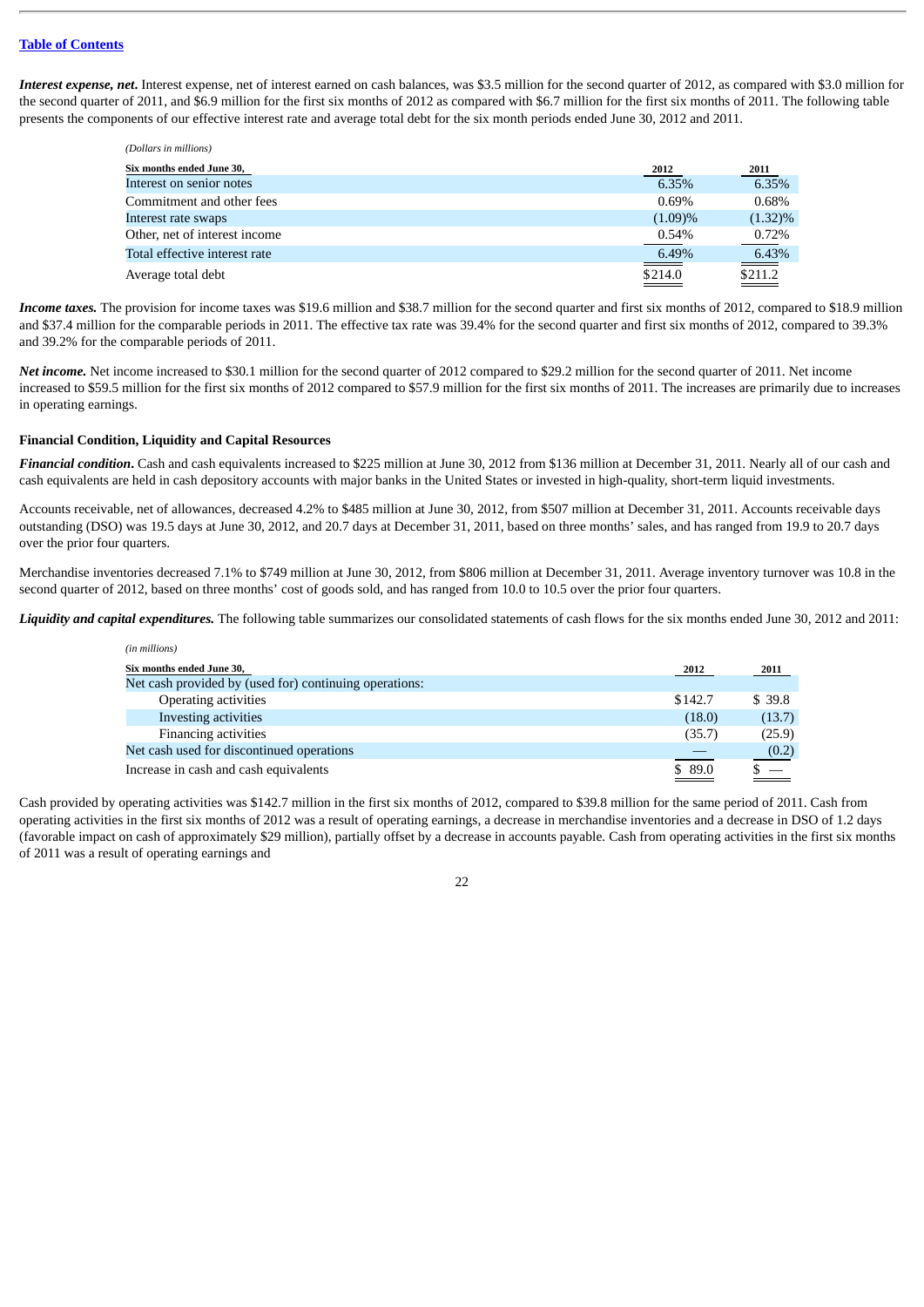[Table of Contents](#)

***Interest expense, net***. Interest expense, net of interest earned on cash balances, was $3.5 million for the second quarter of 2012, as compared with $3.0 million for the second quarter of 2011, and $6.9 million for the first six months of 2012 as compared with $6.7 million for the first six months of 2011. The following table presents the components of our effective interest rate and average total debt for the six month periods ended June 30, 2012 and 2011.

*(Dollars in millions)*

| Six months ended June 30, | 2012 | 2011 |
|---|---|---|
| Interest on senior notes | 6.35% | 6.35% |
| Commitment and other fees | 0.69% | 0.68% |
| Interest rate swaps | (1.09)% | (1.32)% |
| Other, net of interest income | 0.54% | 0.72% |
| Total effective interest rate | 6.49% | 6.43% |
| Average total debt | $214.0 | $211.2 |

***Income taxes.*** The provision for income taxes was $19.6 million and $38.7 million for the second quarter and first six months of 2012, compared to $18.9 million and $37.4 million for the comparable periods in 2011. The effective tax rate was 39.4% for the second quarter and first six months of 2012, compared to 39.3% and 39.2% for the comparable periods of 2011.

***Net income.*** Net income increased to $30.1 million for the second quarter of 2012 compared to $29.2 million for the second quarter of 2011. Net income increased to $59.5 million for the first six months of 2012 compared to $57.9 million for the first six months of 2011. The increases are primarily due to increases in operating earnings.

**Financial Condition, Liquidity and Capital Resources**

***Financial condition***. Cash and cash equivalents increased to $225 million at June 30, 2012 from $136 million at December 31, 2011. Nearly all of our cash and cash equivalents are held in cash depository accounts with major banks in the United States or invested in high-quality, short-term liquid investments.

Accounts receivable, net of allowances, decreased 4.2% to $485 million at June 30, 2012, from $507 million at December 31, 2011. Accounts receivable days outstanding (DSO) was 19.5 days at June 30, 2012, and 20.7 days at December 31, 2011, based on three months' sales, and has ranged from 19.9 to 20.7 days over the prior four quarters.

Merchandise inventories decreased 7.1% to $749 million at June 30, 2012, from $806 million at December 31, 2011. Average inventory turnover was 10.8 in the second quarter of 2012, based on three months' cost of goods sold, and has ranged from 10.0 to 10.5 over the prior four quarters.

***Liquidity and capital expenditures.*** The following table summarizes our consolidated statements of cash flows for the six months ended June 30, 2012 and 2011:

*(in millions)*

| Six months ended June 30, | 2012 | 2011 |
|---|---|---|
| Net cash provided by (used for) continuing operations: | | |
| Operating activities | $142.7 | $ 39.8 |
| Investing activities | (18.0) | (13.7) |
| Financing activities | (35.7) | (25.9) |
| Net cash used for discontinued operations | — | (0.2) |
| Increase in cash and cash equivalents | $ 89.0 | $ — |

Cash provided by operating activities was $142.7 million in the first six months of 2012, compared to $39.8 million for the same period of 2011. Cash from operating activities in the first six months of 2012 was a result of operating earnings, a decrease in merchandise inventories and a decrease in DSO of 1.2 days (favorable impact on cash of approximately $29 million), partially offset by a decrease in accounts payable. Cash from operating activities in the first six months of 2011 was a result of operating earnings and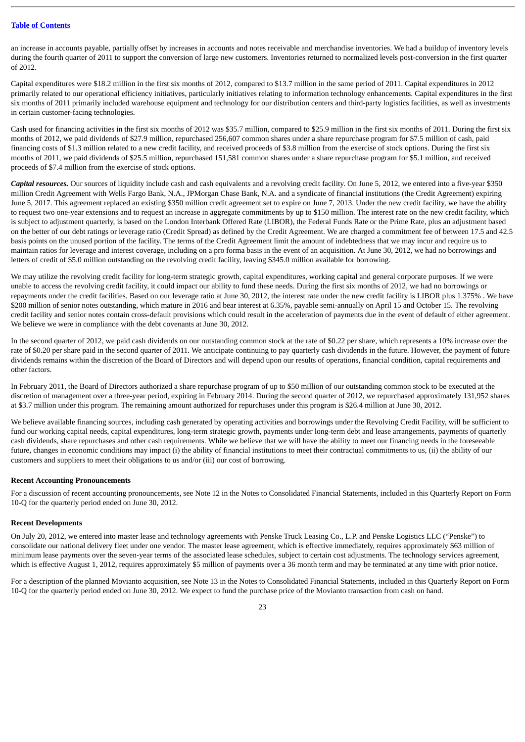an increase in accounts payable, partially offset by increases in accounts and notes receivable and merchandise inventories. We had a buildup of inventory levels during the fourth quarter of 2011 to support the conversion of large new customers. Inventories returned to normalized levels post-conversion in the first quarter of 2012.

Capital expenditures were $18.2 million in the first six months of 2012, compared to $13.7 million in the same period of 2011. Capital expenditures in 2012 primarily related to our operational efficiency initiatives, particularly initiatives relating to information technology enhancements. Capital expenditures in the first six months of 2011 primarily included warehouse equipment and technology for our distribution centers and third-party logistics facilities, as well as investments in certain customer-facing technologies.

Cash used for financing activities in the first six months of 2012 was $35.7 million, compared to $25.9 million in the first six months of 2011. During the first six months of 2012, we paid dividends of $27.9 million, repurchased 256,607 common shares under a share repurchase program for $7.5 million of cash, paid financing costs of $1.3 million related to a new credit facility, and received proceeds of $3.8 million from the exercise of stock options. During the first six months of 2011, we paid dividends of $25.5 million, repurchased 151,581 common shares under a share repurchase program for $5.1 million, and received proceeds of $7.4 million from the exercise of stock options.

***Capital resources.*** Our sources of liquidity include cash and cash equivalents and a revolving credit facility. On June 5, 2012, we entered into a five-year $350 million Credit Agreement with Wells Fargo Bank, N.A., JPMorgan Chase Bank, N.A. and a syndicate of financial institutions (the Credit Agreement) expiring June 5, 2017. This agreement replaced an existing $350 million credit agreement set to expire on June 7, 2013. Under the new credit facility, we have the ability to request two one-year extensions and to request an increase in aggregate commitments by up to $150 million. The interest rate on the new credit facility, which is subject to adjustment quarterly, is based on the London Interbank Offered Rate (LIBOR), the Federal Funds Rate or the Prime Rate, plus an adjustment based on the better of our debt ratings or leverage ratio (Credit Spread) as defined by the Credit Agreement. We are charged a commitment fee of between 17.5 and 42.5 basis points on the unused portion of the facility. The terms of the Credit Agreement limit the amount of indebtedness that we may incur and require us to maintain ratios for leverage and interest coverage, including on a pro forma basis in the event of an acquisition. At June 30, 2012, we had no borrowings and letters of credit of $5.0 million outstanding on the revolving credit facility, leaving $345.0 million available for borrowing.

We may utilize the revolving credit facility for long-term strategic growth, capital expenditures, working capital and general corporate purposes. If we were unable to access the revolving credit facility, it could impact our ability to fund these needs. During the first six months of 2012, we had no borrowings or repayments under the credit facilities. Based on our leverage ratio at June 30, 2012, the interest rate under the new credit facility is LIBOR plus 1.375% . We have $200 million of senior notes outstanding, which mature in 2016 and bear interest at 6.35%, payable semi-annually on April 15 and October 15. The revolving credit facility and senior notes contain cross-default provisions which could result in the acceleration of payments due in the event of default of either agreement. We believe we were in compliance with the debt covenants at June 30, 2012.

In the second quarter of 2012, we paid cash dividends on our outstanding common stock at the rate of $0.22 per share, which represents a 10% increase over the rate of $0.20 per share paid in the second quarter of 2011. We anticipate continuing to pay quarterly cash dividends in the future. However, the payment of future dividends remains within the discretion of the Board of Directors and will depend upon our results of operations, financial condition, capital requirements and other factors.

In February 2011, the Board of Directors authorized a share repurchase program of up to $50 million of our outstanding common stock to be executed at the discretion of management over a three-year period, expiring in February 2014. During the second quarter of 2012, we repurchased approximately 131,952 shares at $3.7 million under this program. The remaining amount authorized for repurchases under this program is $26.4 million at June 30, 2012.

We believe available financing sources, including cash generated by operating activities and borrowings under the Revolving Credit Facility, will be sufficient to fund our working capital needs, capital expenditures, long-term strategic growth, payments under long-term debt and lease arrangements, payments of quarterly cash dividends, share repurchases and other cash requirements. While we believe that we will have the ability to meet our financing needs in the foreseeable future, changes in economic conditions may impact (i) the ability of financial institutions to meet their contractual commitments to us, (ii) the ability of our customers and suppliers to meet their obligations to us and/or (iii) our cost of borrowing.

**Recent Accounting Pronouncements**

For a discussion of recent accounting pronouncements, see Note 12 in the Notes to Consolidated Financial Statements, included in this Quarterly Report on Form 10-Q for the quarterly period ended on June 30, 2012.

**Recent Developments**

On July 20, 2012, we entered into master lease and technology agreements with Penske Truck Leasing Co., L.P. and Penske Logistics LLC ("Penske") to consolidate our national delivery fleet under one vendor. The master lease agreement, which is effective immediately, requires approximately $63 million of minimum lease payments over the seven-year terms of the associated lease schedules, subject to certain cost adjustments. The technology services agreement, which is effective August 1, 2012, requires approximately $5 million of payments over a 36 month term and may be terminated at any time with prior notice.

For a description of the planned Movianto acquisition, see Note 13 in the Notes to Consolidated Financial Statements, included in this Quarterly Report on Form 10-Q for the quarterly period ended on June 30, 2012. We expect to fund the purchase price of the Movianto transaction from cash on hand.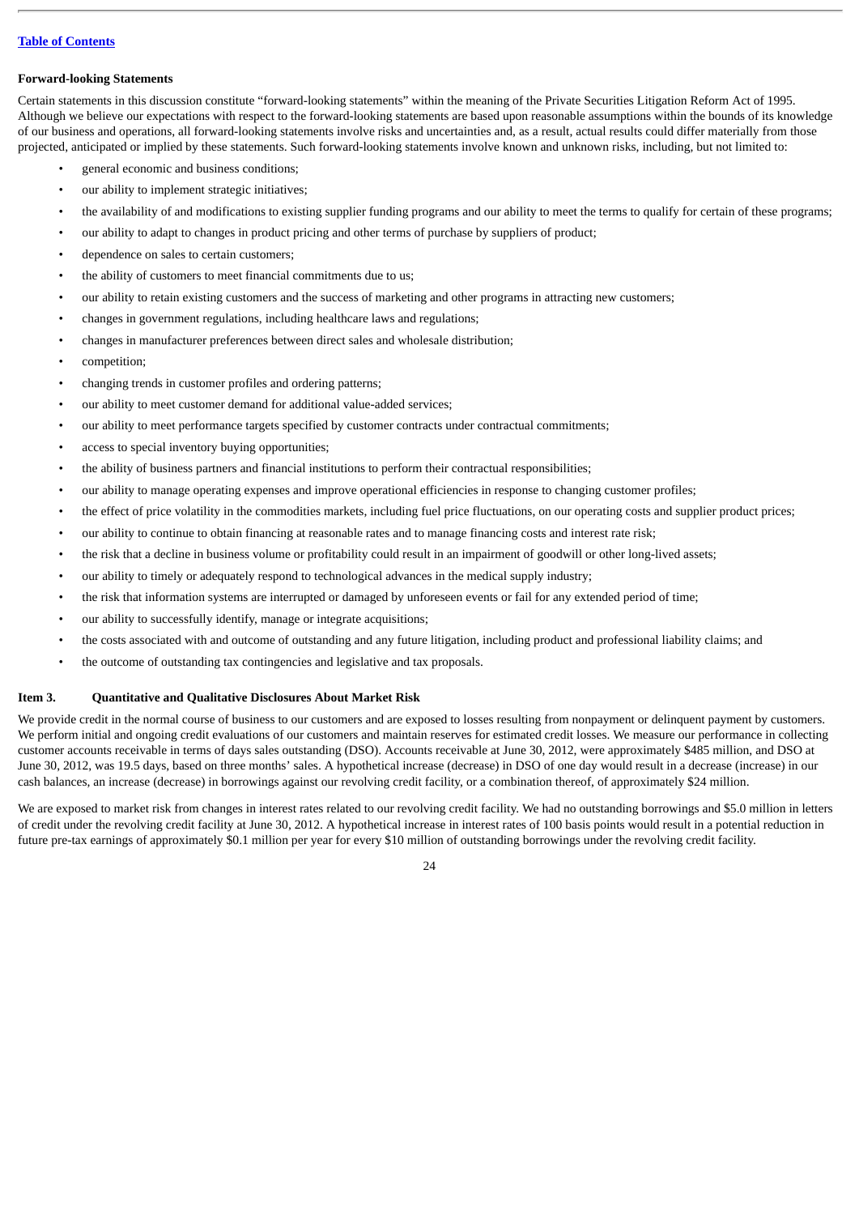**Forward-looking Statements**

Certain statements in this discussion constitute "forward-looking statements" within the meaning of the Private Securities Litigation Reform Act of 1995. Although we believe our expectations with respect to the forward-looking statements are based upon reasonable assumptions within the bounds of its knowledge of our business and operations, all forward-looking statements involve risks and uncertainties and, as a result, actual results could differ materially from those projected, anticipated or implied by these statements. Such forward-looking statements involve known and unknown risks, including, but not limited to:

- general economic and business conditions;
- our ability to implement strategic initiatives;
- the availability of and modifications to existing supplier funding programs and our ability to meet the terms to qualify for certain of these programs;
- our ability to adapt to changes in product pricing and other terms of purchase by suppliers of product;
- dependence on sales to certain customers;
- the ability of customers to meet financial commitments due to us;
- our ability to retain existing customers and the success of marketing and other programs in attracting new customers;
- changes in government regulations, including healthcare laws and regulations;
- changes in manufacturer preferences between direct sales and wholesale distribution;
- competition;
- changing trends in customer profiles and ordering patterns;
- our ability to meet customer demand for additional value-added services;
- our ability to meet performance targets specified by customer contracts under contractual commitments;
- access to special inventory buying opportunities;
- the ability of business partners and financial institutions to perform their contractual responsibilities;
- our ability to manage operating expenses and improve operational efficiencies in response to changing customer profiles;
- the effect of price volatility in the commodities markets, including fuel price fluctuations, on our operating costs and supplier product prices;
- our ability to continue to obtain financing at reasonable rates and to manage financing costs and interest rate risk;
- the risk that a decline in business volume or profitability could result in an impairment of goodwill or other long-lived assets;
- our ability to timely or adequately respond to technological advances in the medical supply industry;
- the risk that information systems are interrupted or damaged by unforeseen events or fail for any extended period of time;
- our ability to successfully identify, manage or integrate acquisitions;
- the costs associated with and outcome of outstanding and any future litigation, including product and professional liability claims; and
- the outcome of outstanding tax contingencies and legislative and tax proposals.

## Item 3. Quantitative and Qualitative Disclosures About Market Risk

We provide credit in the normal course of business to our customers and are exposed to losses resulting from nonpayment or delinquent payment by customers. We perform initial and ongoing credit evaluations of our customers and maintain reserves for estimated credit losses. We measure our performance in collecting customer accounts receivable in terms of days sales outstanding (DSO). Accounts receivable at June 30, 2012, were approximately $485 million, and DSO at June 30, 2012, was 19.5 days, based on three months' sales. A hypothetical increase (decrease) in DSO of one day would result in a decrease (increase) in our cash balances, an increase (decrease) in borrowings against our revolving credit facility, or a combination thereof, of approximately $24 million.

We are exposed to market risk from changes in interest rates related to our revolving credit facility. We had no outstanding borrowings and $5.0 million in letters of credit under the revolving credit facility at June 30, 2012. A hypothetical increase in interest rates of 100 basis points would result in a potential reduction in future pre-tax earnings of approximately $0.1 million per year for every $10 million of outstanding borrowings under the revolving credit facility.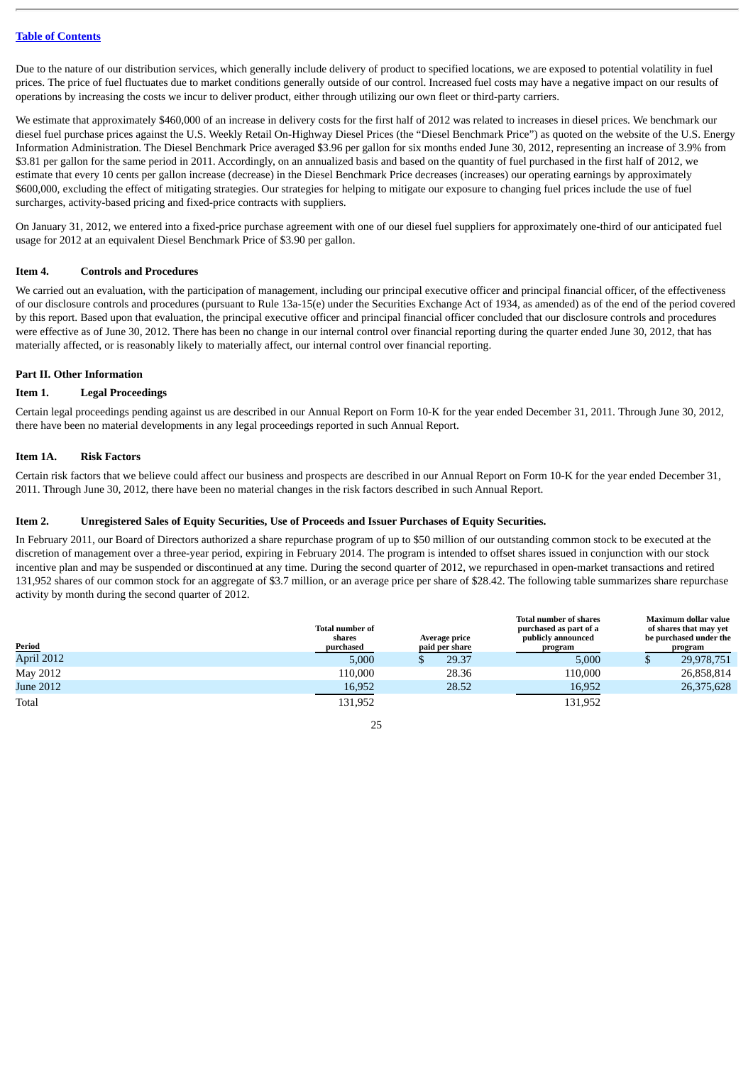[Table of Contents](#)

Due to the nature of our distribution services, which generally include delivery of product to specified locations, we are exposed to potential volatility in fuel prices. The price of fuel fluctuates due to market conditions generally outside of our control. Increased fuel costs may have a negative impact on our results of operations by increasing the costs we incur to deliver product, either through utilizing our own fleet or third-party carriers.

We estimate that approximately $460,000 of an increase in delivery costs for the first half of 2012 was related to increases in diesel prices. We benchmark our diesel fuel purchase prices against the U.S. Weekly Retail On-Highway Diesel Prices (the "Diesel Benchmark Price") as quoted on the website of the U.S. Energy Information Administration. The Diesel Benchmark Price averaged $3.96 per gallon for six months ended June 30, 2012, representing an increase of 3.9% from $3.81 per gallon for the same period in 2011. Accordingly, on an annualized basis and based on the quantity of fuel purchased in the first half of 2012, we estimate that every 10 cents per gallon increase (decrease) in the Diesel Benchmark Price decreases (increases) our operating earnings by approximately $600,000, excluding the effect of mitigating strategies. Our strategies for helping to mitigate our exposure to changing fuel prices include the use of fuel surcharges, activity-based pricing and fixed-price contracts with suppliers.

On January 31, 2012, we entered into a fixed-price purchase agreement with one of our diesel fuel suppliers for approximately one-third of our anticipated fuel usage for 2012 at an equivalent Diesel Benchmark Price of $3.90 per gallon.

### Item 4. Controls and Procedures

We carried out an evaluation, with the participation of management, including our principal executive officer and principal financial officer, of the effectiveness of our disclosure controls and procedures (pursuant to Rule 13a-15(e) under the Securities Exchange Act of 1934, as amended) as of the end of the period covered by this report. Based upon that evaluation, the principal executive officer and principal financial officer concluded that our disclosure controls and procedures were effective as of June 30, 2012. There has been no change in our internal control over financial reporting during the quarter ended June 30, 2012, that has materially affected, or is reasonably likely to materially affect, our internal control over financial reporting.

## Part II. Other Information

### Item 1. Legal Proceedings

Certain legal proceedings pending against us are described in our Annual Report on Form 10-K for the year ended December 31, 2011. Through June 30, 2012, there have been no material developments in any legal proceedings reported in such Annual Report.

### Item 1A. Risk Factors

Certain risk factors that we believe could affect our business and prospects are described in our Annual Report on Form 10-K for the year ended December 31, 2011. Through June 30, 2012, there have been no material changes in the risk factors described in such Annual Report.

### Item 2. Unregistered Sales of Equity Securities, Use of Proceeds and Issuer Purchases of Equity Securities.

In February 2011, our Board of Directors authorized a share repurchase program of up to $50 million of our outstanding common stock to be executed at the discretion of management over a three-year period, expiring in February 2014. The program is intended to offset shares issued in conjunction with our stock incentive plan and may be suspended or discontinued at any time. During the second quarter of 2012, we repurchased in open-market transactions and retired 131,952 shares of our common stock for an aggregate of $3.7 million, or an average price per share of $28.42. The following table summarizes share repurchase activity by month during the second quarter of 2012.

| Period | Total number of shares purchased | Average price paid per share | Total number of shares purchased as part of a publicly announced program | Maximum dollar value of shares that may yet be purchased under the program |
|---|---|---|---|---|
| April 2012 | 5,000 | $ 29.37 | 5,000 | $ 29,978,751 |
| May 2012 | 110,000 | 28.36 | 110,000 | 26,858,814 |
| June 2012 | 16,952 | 28.52 | 16,952 | 26,375,628 |
| Total | 131,952 | | 131,952 | |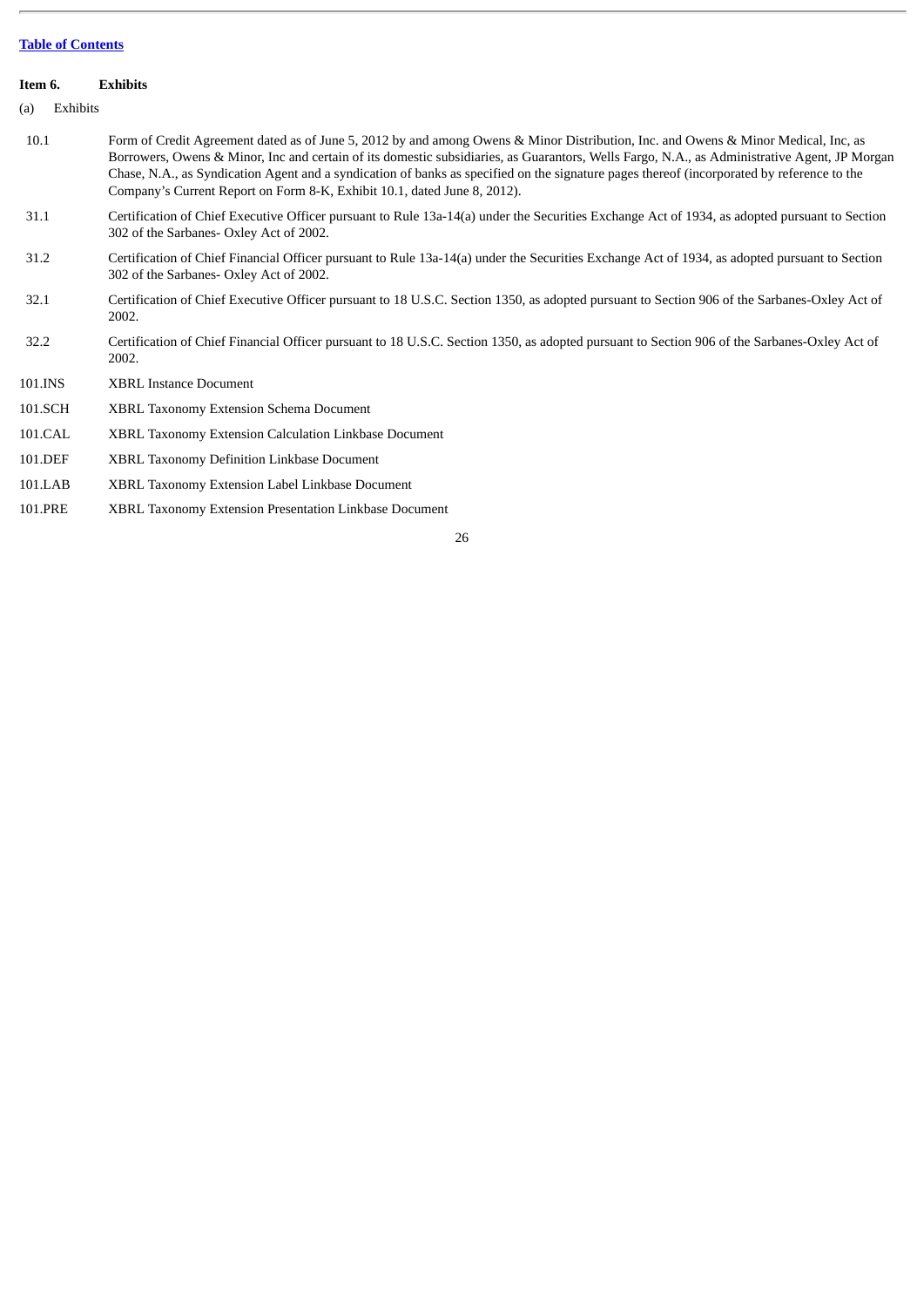[Table of Contents](#)

**Item 6. Exhibits**

(a) Exhibits

| | |
|---|---|
| 10.1 | Form of Credit Agreement dated as of June 5, 2012 by and among Owens & Minor Distribution, Inc. and Owens & Minor Medical, Inc, as Borrowers, Owens & Minor, Inc and certain of its domestic subsidiaries, as Guarantors, Wells Fargo, N.A., as Administrative Agent, JP Morgan Chase, N.A., as Syndication Agent and a syndication of banks as specified on the signature pages thereof (incorporated by reference to the Company's Current Report on Form 8-K, Exhibit 10.1, dated June 8, 2012). |
| 31.1 | Certification of Chief Executive Officer pursuant to Rule 13a-14(a) under the Securities Exchange Act of 1934, as adopted pursuant to Section 302 of the Sarbanes- Oxley Act of 2002. |
| 31.2 | Certification of Chief Financial Officer pursuant to Rule 13a-14(a) under the Securities Exchange Act of 1934, as adopted pursuant to Section 302 of the Sarbanes- Oxley Act of 2002. |
| 32.1 | Certification of Chief Executive Officer pursuant to 18 U.S.C. Section 1350, as adopted pursuant to Section 906 of the Sarbanes-Oxley Act of 2002. |
| 32.2 | Certification of Chief Financial Officer pursuant to 18 U.S.C. Section 1350, as adopted pursuant to Section 906 of the Sarbanes-Oxley Act of 2002. |
| 101.INS | XBRL Instance Document |
| 101.SCH | XBRL Taxonomy Extension Schema Document |
| 101.CAL | XBRL Taxonomy Extension Calculation Linkbase Document |
| 101.DEF | XBRL Taxonomy Definition Linkbase Document |
| 101.LAB | XBRL Taxonomy Extension Label Linkbase Document |
| 101.PRE | XBRL Taxonomy Extension Presentation Linkbase Document |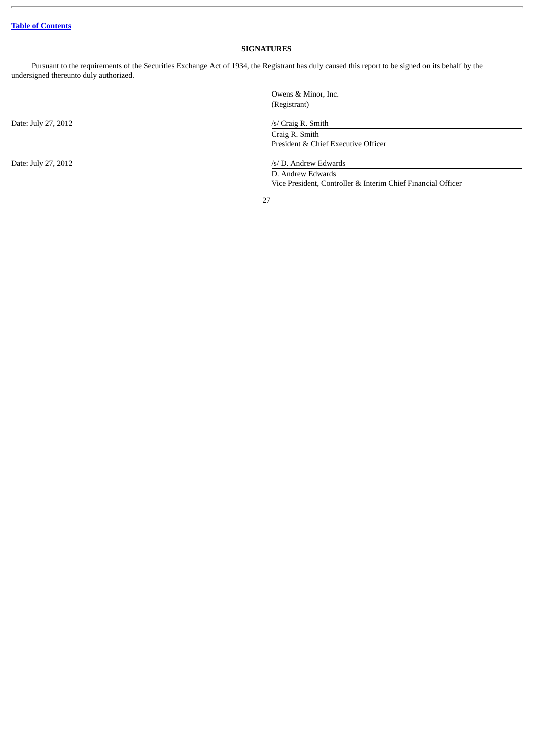[Table of Contents](#)

## SIGNATURES

Pursuant to the requirements of the Securities Exchange Act of 1934, the Registrant has duly caused this report to be signed on its behalf by the undersigned thereunto duly authorized.

Owens & Minor, Inc.
(Registrant)

Date: July 27, 2012

/s/ Craig R. Smith
Craig R. Smith
President & Chief Executive Officer

Date: July 27, 2012

/s/ D. Andrew Edwards
D. Andrew Edwards
Vice President, Controller & Interim Chief Financial Officer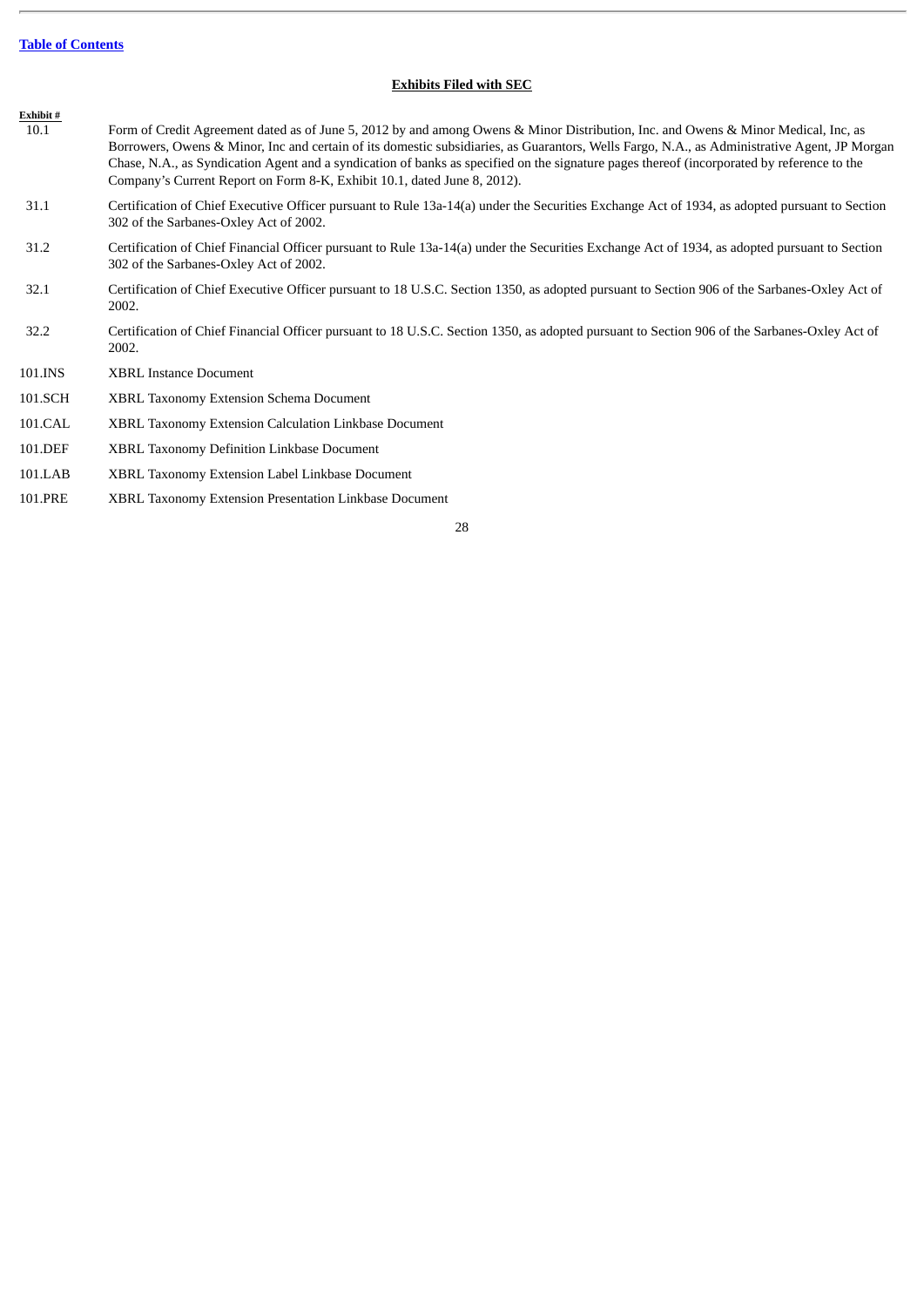[Table of Contents](#)

## Exhibits Filed with SEC

| Exhibit # | |
|---|---|
| 10.1 | Form of Credit Agreement dated as of June 5, 2012 by and among Owens & Minor Distribution, Inc. and Owens & Minor Medical, Inc, as Borrowers, Owens & Minor, Inc and certain of its domestic subsidiaries, as Guarantors, Wells Fargo, N.A., as Administrative Agent, JP Morgan Chase, N.A., as Syndication Agent and a syndication of banks as specified on the signature pages thereof (incorporated by reference to the Company's Current Report on Form 8-K, Exhibit 10.1, dated June 8, 2012). |
| 31.1 | Certification of Chief Executive Officer pursuant to Rule 13a-14(a) under the Securities Exchange Act of 1934, as adopted pursuant to Section 302 of the Sarbanes-Oxley Act of 2002. |
| 31.2 | Certification of Chief Financial Officer pursuant to Rule 13a-14(a) under the Securities Exchange Act of 1934, as adopted pursuant to Section 302 of the Sarbanes-Oxley Act of 2002. |
| 32.1 | Certification of Chief Executive Officer pursuant to 18 U.S.C. Section 1350, as adopted pursuant to Section 906 of the Sarbanes-Oxley Act of 2002. |
| 32.2 | Certification of Chief Financial Officer pursuant to 18 U.S.C. Section 1350, as adopted pursuant to Section 906 of the Sarbanes-Oxley Act of 2002. |
| 101.INS | XBRL Instance Document |
| 101.SCH | XBRL Taxonomy Extension Schema Document |
| 101.CAL | XBRL Taxonomy Extension Calculation Linkbase Document |
| 101.DEF | XBRL Taxonomy Definition Linkbase Document |
| 101.LAB | XBRL Taxonomy Extension Label Linkbase Document |
| 101.PRE | XBRL Taxonomy Extension Presentation Linkbase Document |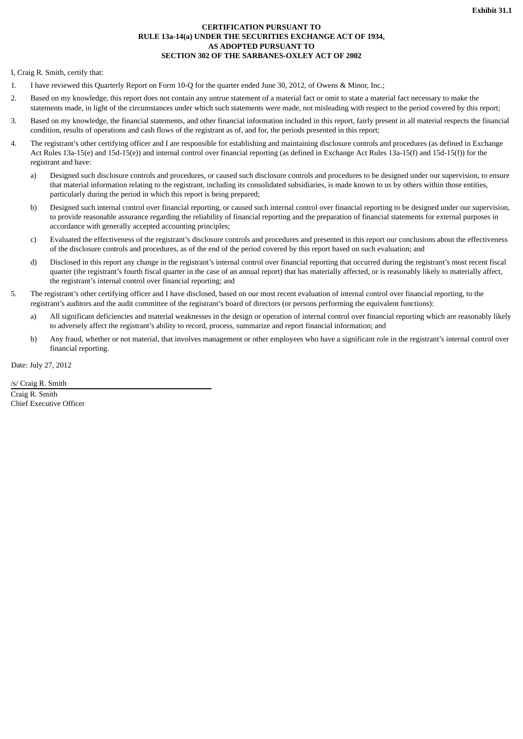**Exhibit 31.1**

**CERTIFICATION PURSUANT TO
RULE 13a-14(a) UNDER THE SECURITIES EXCHANGE ACT OF 1934,
AS ADOPTED PURSUANT TO
SECTION 302 OF THE SARBANES-OXLEY ACT OF 2002**

I, Craig R. Smith, certify that:

1. I have reviewed this Quarterly Report on Form 10-Q for the quarter ended June 30, 2012, of Owens & Minor, Inc.;
2. Based on my knowledge, this report does not contain any untrue statement of a material fact or omit to state a material fact necessary to make the statements made, in light of the circumstances under which such statements were made, not misleading with respect to the period covered by this report;
3. Based on my knowledge, the financial statements, and other financial information included in this report, fairly present in all material respects the financial condition, results of operations and cash flows of the registrant as of, and for, the periods presented in this report;
4. The registrant's other certifying officer and I are responsible for establishing and maintaining disclosure controls and procedures (as defined in Exchange Act Rules 13a-15(e) and 15d-15(e)) and internal control over financial reporting (as defined in Exchange Act Rules 13a-15(f) and 15d-15(f)) for the registrant and have:
   a) Designed such disclosure controls and procedures, or caused such disclosure controls and procedures to be designed under our supervision, to ensure that material information relating to the registrant, including its consolidated subsidiaries, is made known to us by others within those entities, particularly during the period in which this report is being prepared;
   b) Designed such internal control over financial reporting, or caused such internal control over financial reporting to be designed under our supervision, to provide reasonable assurance regarding the reliability of financial reporting and the preparation of financial statements for external purposes in accordance with generally accepted accounting principles;
   c) Evaluated the effectiveness of the registrant's disclosure controls and procedures and presented in this report our conclusions about the effectiveness of the disclosure controls and procedures, as of the end of the period covered by this report based on such evaluation; and
   d) Disclosed in this report any change in the registrant's internal control over financial reporting that occurred during the registrant's most recent fiscal quarter (the registrant's fourth fiscal quarter in the case of an annual report) that has materially affected, or is reasonably likely to materially affect, the registrant's internal control over financial reporting; and
5. The registrant's other certifying officer and I have disclosed, based on our most recent evaluation of internal control over financial reporting, to the registrant's auditors and the audit committee of the registrant's board of directors (or persons performing the equivalent functions):
   a) All significant deficiencies and material weaknesses in the design or operation of internal control over financial reporting which are reasonably likely to adversely affect the registrant's ability to record, process, summarize and report financial information; and
   b) Any fraud, whether or not material, that involves management or other employees who have a significant role in the registrant's internal control over financial reporting.

Date: July 27, 2012

/s/ Craig R. Smith
Craig R. Smith
Chief Executive Officer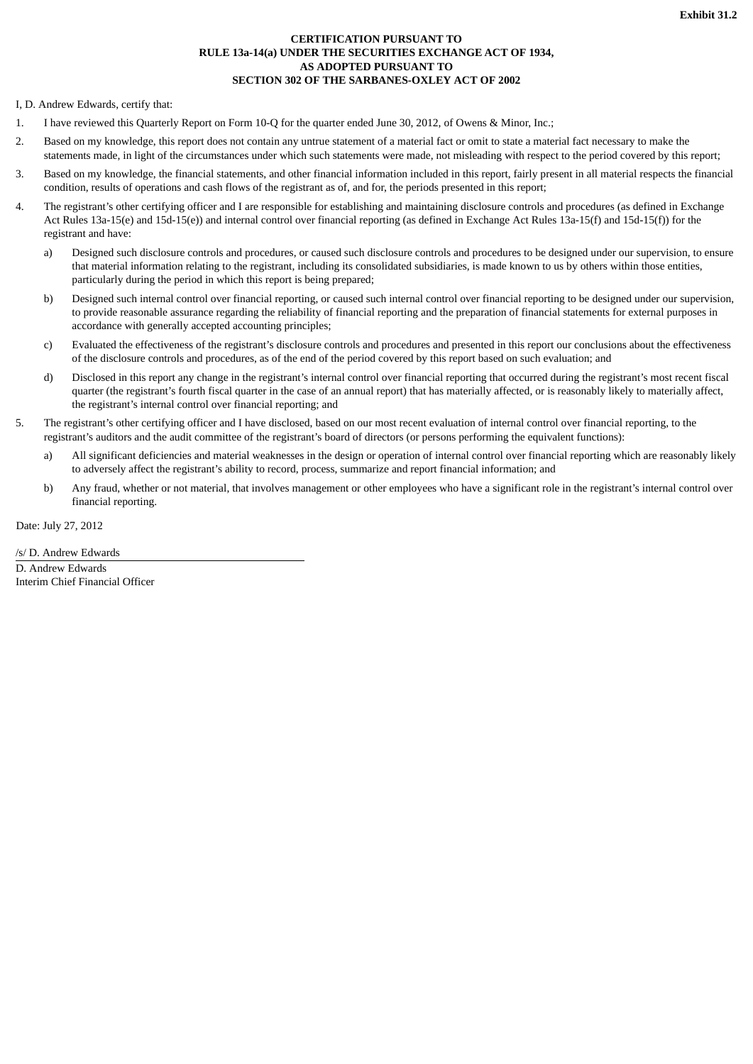**Exhibit 31.2**

**CERTIFICATION PURSUANT TO**
**RULE 13a-14(a) UNDER THE SECURITIES EXCHANGE ACT OF 1934,**
**AS ADOPTED PURSUANT TO**
**SECTION 302 OF THE SARBANES-OXLEY ACT OF 2002**

I, D. Andrew Edwards, certify that:

1. I have reviewed this Quarterly Report on Form 10-Q for the quarter ended June 30, 2012, of Owens & Minor, Inc.;
2. Based on my knowledge, this report does not contain any untrue statement of a material fact or omit to state a material fact necessary to make the statements made, in light of the circumstances under which such statements were made, not misleading with respect to the period covered by this report;
3. Based on my knowledge, the financial statements, and other financial information included in this report, fairly present in all material respects the financial condition, results of operations and cash flows of the registrant as of, and for, the periods presented in this report;
4. The registrant's other certifying officer and I are responsible for establishing and maintaining disclosure controls and procedures (as defined in Exchange Act Rules 13a-15(e) and 15d-15(e)) and internal control over financial reporting (as defined in Exchange Act Rules 13a-15(f) and 15d-15(f)) for the registrant and have:
   a) Designed such disclosure controls and procedures, or caused such disclosure controls and procedures to be designed under our supervision, to ensure that material information relating to the registrant, including its consolidated subsidiaries, is made known to us by others within those entities, particularly during the period in which this report is being prepared;
   b) Designed such internal control over financial reporting, or caused such internal control over financial reporting to be designed under our supervision, to provide reasonable assurance regarding the reliability of financial reporting and the preparation of financial statements for external purposes in accordance with generally accepted accounting principles;
   c) Evaluated the effectiveness of the registrant's disclosure controls and procedures and presented in this report our conclusions about the effectiveness of the disclosure controls and procedures, as of the end of the period covered by this report based on such evaluation; and
   d) Disclosed in this report any change in the registrant's internal control over financial reporting that occurred during the registrant's most recent fiscal quarter (the registrant's fourth fiscal quarter in the case of an annual report) that has materially affected, or is reasonably likely to materially affect, the registrant's internal control over financial reporting; and
5. The registrant's other certifying officer and I have disclosed, based on our most recent evaluation of internal control over financial reporting, to the registrant's auditors and the audit committee of the registrant's board of directors (or persons performing the equivalent functions):
   a) All significant deficiencies and material weaknesses in the design or operation of internal control over financial reporting which are reasonably likely to adversely affect the registrant's ability to record, process, summarize and report financial information; and
   b) Any fraud, whether or not material, that involves management or other employees who have a significant role in the registrant's internal control over financial reporting.

Date: July 27, 2012

/s/ D. Andrew Edwards

D. Andrew Edwards
Interim Chief Financial Officer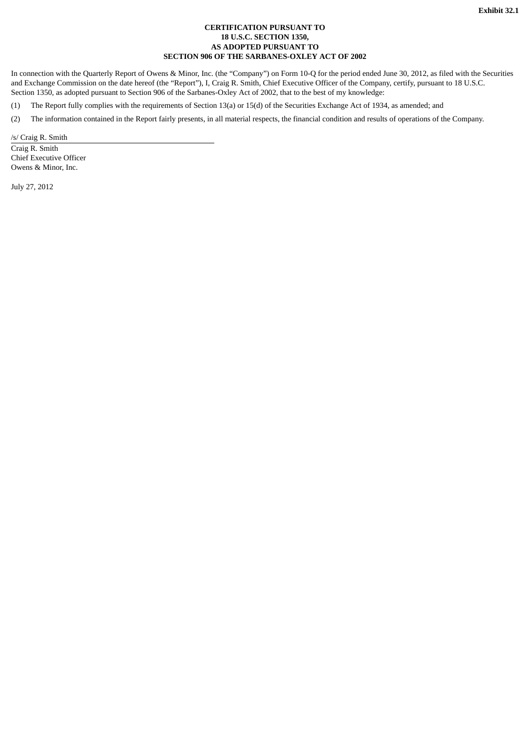**Exhibit 32.1**

**CERTIFICATION PURSUANT TO**
**18 U.S.C. SECTION 1350,**
**AS ADOPTED PURSUANT TO**
**SECTION 906 OF THE SARBANES-OXLEY ACT OF 2002**

In connection with the Quarterly Report of Owens & Minor, Inc. (the "Company") on Form 10-Q for the period ended June 30, 2012, as filed with the Securities and Exchange Commission on the date hereof (the "Report"), I, Craig R. Smith, Chief Executive Officer of the Company, certify, pursuant to 18 U.S.C. Section 1350, as adopted pursuant to Section 906 of the Sarbanes-Oxley Act of 2002, that to the best of my knowledge:

(1) The Report fully complies with the requirements of Section 13(a) or 15(d) of the Securities Exchange Act of 1934, as amended; and

(2) The information contained in the Report fairly presents, in all material respects, the financial condition and results of operations of the Company.

/s/ Craig R. Smith

Craig R. Smith
Chief Executive Officer
Owens & Minor, Inc.

July 27, 2012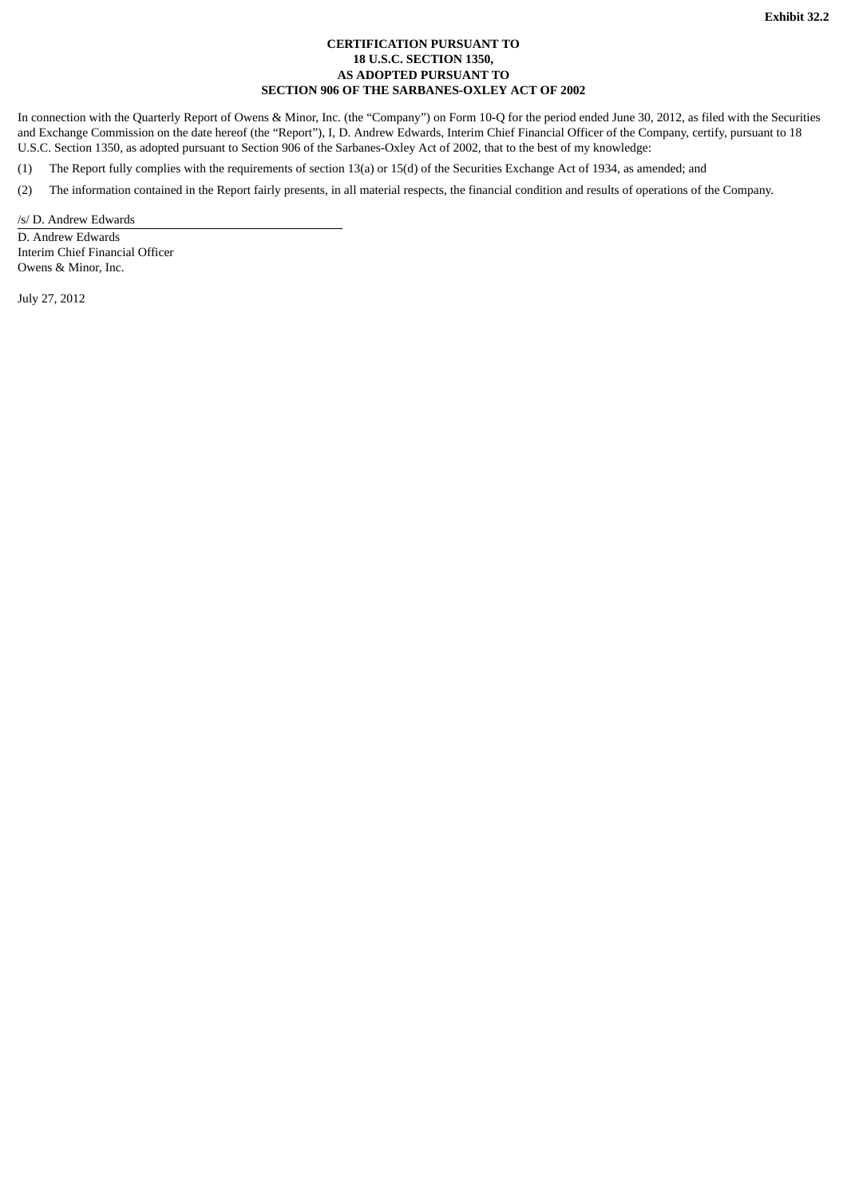**Exhibit 32.2**

**CERTIFICATION PURSUANT TO**
**18 U.S.C. SECTION 1350,**
**AS ADOPTED PURSUANT TO**
**SECTION 906 OF THE SARBANES-OXLEY ACT OF 2002**

In connection with the Quarterly Report of Owens & Minor, Inc. (the "Company") on Form 10-Q for the period ended June 30, 2012, as filed with the Securities and Exchange Commission on the date hereof (the "Report"), I, D. Andrew Edwards, Interim Chief Financial Officer of the Company, certify, pursuant to 18 U.S.C. Section 1350, as adopted pursuant to Section 906 of the Sarbanes-Oxley Act of 2002, that to the best of my knowledge:

(1) The Report fully complies with the requirements of section 13(a) or 15(d) of the Securities Exchange Act of 1934, as amended; and

(2) The information contained in the Report fairly presents, in all material respects, the financial condition and results of operations of the Company.

/s/ D. Andrew Edwards

D. Andrew Edwards
Interim Chief Financial Officer
Owens & Minor, Inc.

July 27, 2012